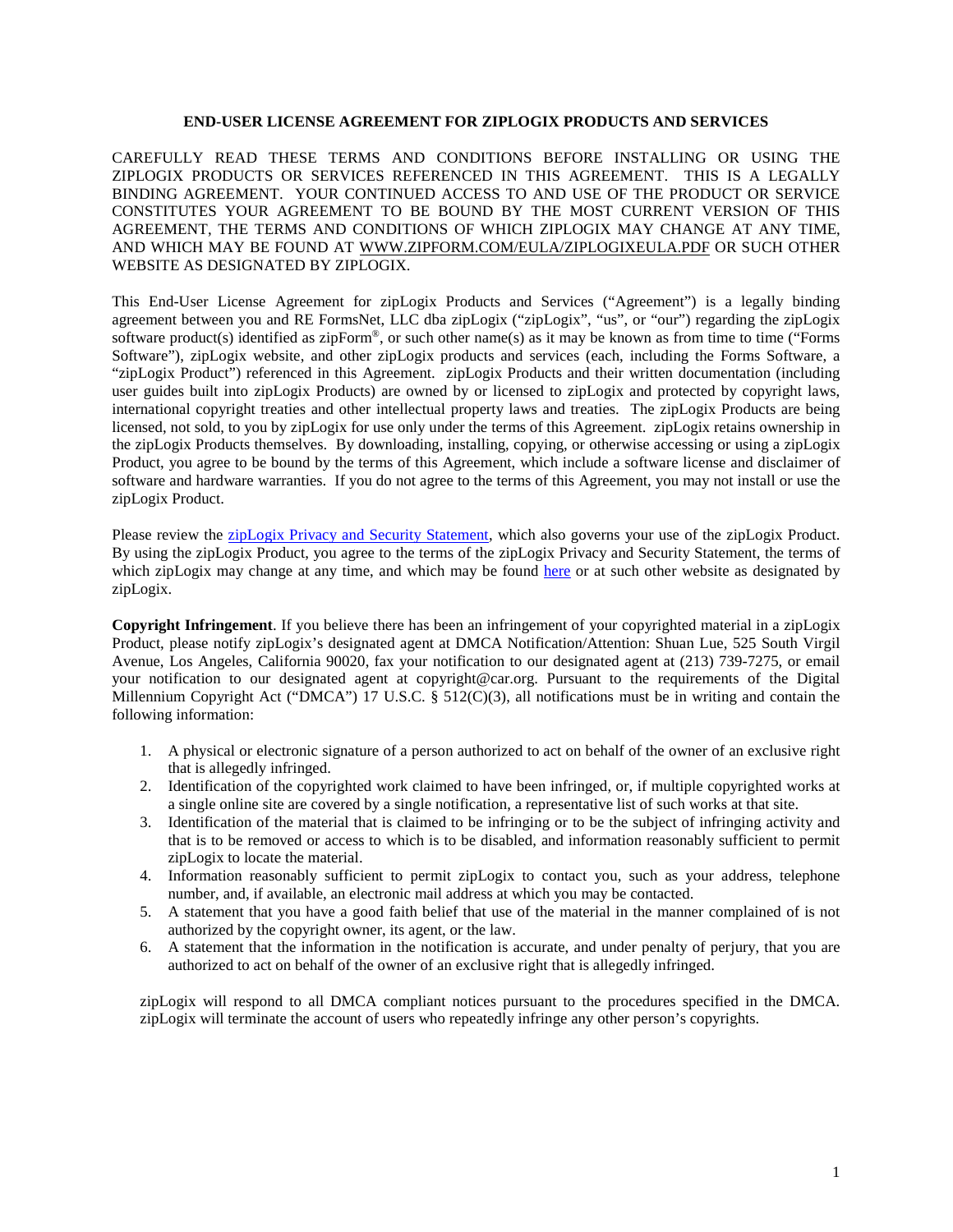**END-USER LICENSE AGREEMENT FOR ZIPLOGIX PRODUCTS AND SERVICES**

CAREFULLY READ THESE TERMS AND CONDITIONS BEFORE INSTALLING OR USING THE ZIPLOGIX PRODUCTS OR SERVICES REFERENCED IN THIS AGREEMENT. THIS IS A LEGALLY BINDING AGREEMENT. YOUR CONTINUED ACCESS TO AND USE OF THE PRODUCT OR SERVICE CONSTITUTES YOUR AGREEMENT TO BE BOUND BY THE MOST CURRENT VERSION OF THIS AGREEMENT, THE TERMS AND CONDITIONS OF WHICH ZIPLOGIX MAY CHANGE AT ANY TIME, AND WHICH MAY BE FOUND AT WWW.ZIPFORM.COM/EULA/ZIPLOGIXEULA.PDF OR SUCH OTHER WEBSITE AS DESIGNATED BY ZIPLOGIX.

This End-User License Agreement for zipLogix Products and Services ("Agreement") is a legally binding agreement between you and RE FormsNet, LLC dba zipLogix ("zipLogix", "us", or "our") regarding the zipLogix software product(s) identified as zipForm®, or such other name(s) as it may be known as from time to time ("Forms Software"), zipLogix website, and other zipLogix products and services (each, including the Forms Software, a "zipLogix Product") referenced in this Agreement. zipLogix Products and their written documentation (including user guides built into zipLogix Products) are owned by or licensed to zipLogix and protected by copyright laws, international copyright treaties and other intellectual property laws and treaties. The zipLogix Products are being licensed, not sold, to you by zipLogix for use only under the terms of this Agreement. zipLogix retains ownership in the zipLogix Products themselves. By downloading, installing, copying, or otherwise accessing or using a zipLogix Product, you agree to be bound by the terms of this Agreement, which include a software license and disclaimer of software and hardware warranties. If you do not agree to the terms of this Agreement, you may not install or use the zipLogix Product.

Please review the zipLogix Privacy and Security Statement, which also governs your use of the zipLogix Product. By using the zipLogix Product, you agree to the terms of the zipLogix Privacy and Security Statement, the terms of which zipLogix may change at any time, and which may be found here or at such other website as designated by zipLogix.

**Copyright Infringement**. If you believe there has been an infringement of your copyrighted material in a zipLogix Product, please notify zipLogix's designated agent at DMCA Notification/Attention: Shuan Lue, 525 South Virgil Avenue, Los Angeles, California 90020, fax your notification to our designated agent at (213) 739-7275, or email your notification to our designated agent at copyright@car.org. Pursuant to the requirements of the Digital Millennium Copyright Act ("DMCA") 17 U.S.C. § 512(C)(3), all notifications must be in writing and contain the following information:

1. A physical or electronic signature of a person authorized to act on behalf of the owner of an exclusive right that is allegedly infringed.
2. Identification of the copyrighted work claimed to have been infringed, or, if multiple copyrighted works at a single online site are covered by a single notification, a representative list of such works at that site.
3. Identification of the material that is claimed to be infringing or to be the subject of infringing activity and that is to be removed or access to which is to be disabled, and information reasonably sufficient to permit zipLogix to locate the material.
4. Information reasonably sufficient to permit zipLogix to contact you, such as your address, telephone number, and, if available, an electronic mail address at which you may be contacted.
5. A statement that you have a good faith belief that use of the material in the manner complained of is not authorized by the copyright owner, its agent, or the law.
6. A statement that the information in the notification is accurate, and under penalty of perjury, that you are authorized to act on behalf of the owner of an exclusive right that is allegedly infringed.

zipLogix will respond to all DMCA compliant notices pursuant to the procedures specified in the DMCA. zipLogix will terminate the account of users who repeatedly infringe any other person's copyrights.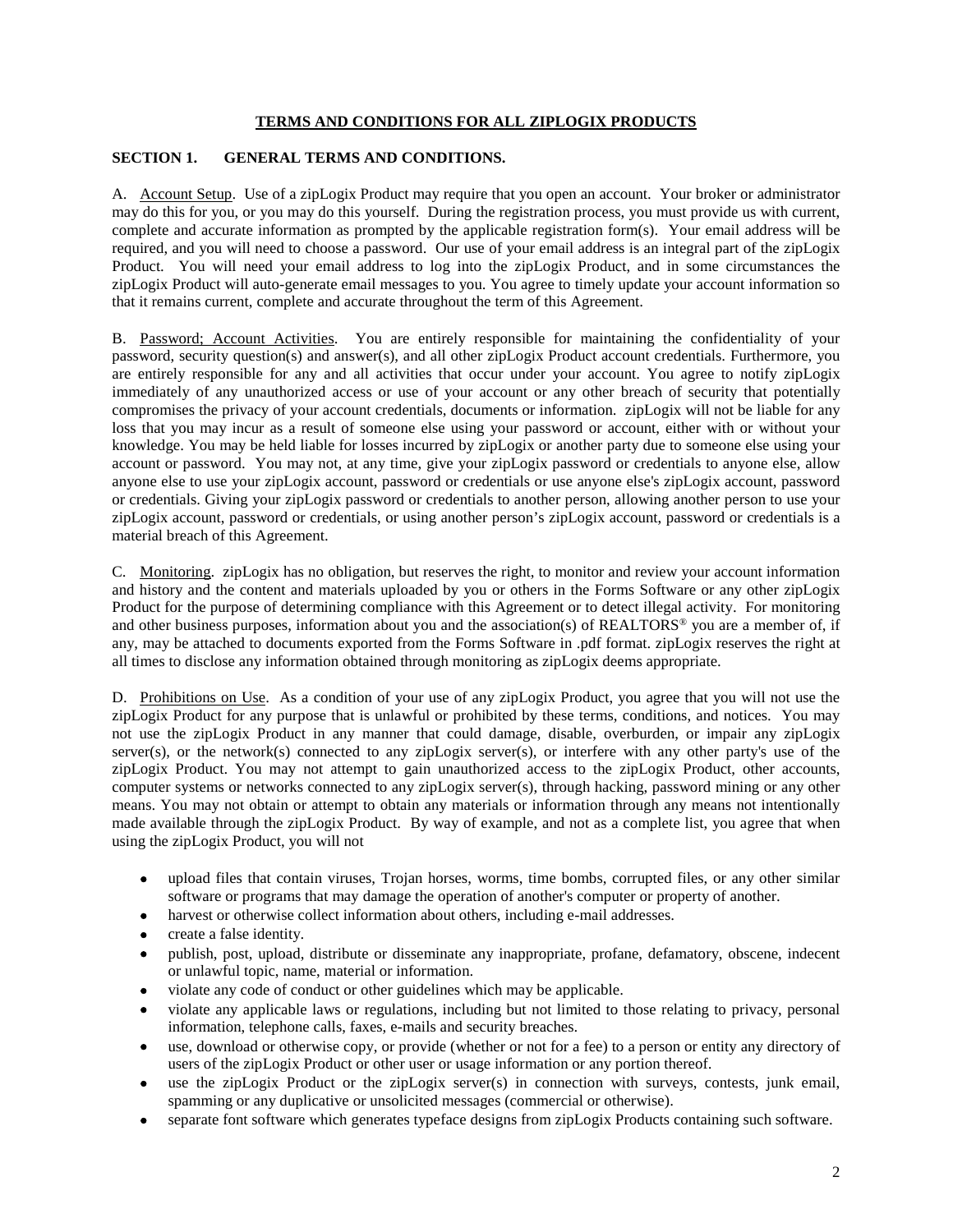# TERMS AND CONDITIONS FOR ALL ZIPLOGIX PRODUCTS

## SECTION 1. GENERAL TERMS AND CONDITIONS.

A. Account Setup. Use of a zipLogix Product may require that you open an account. Your broker or administrator may do this for you, or you may do this yourself. During the registration process, you must provide us with current, complete and accurate information as prompted by the applicable registration form(s). Your email address will be required, and you will need to choose a password. Our use of your email address is an integral part of the zipLogix Product. You will need your email address to log into the zipLogix Product, and in some circumstances the zipLogix Product will auto-generate email messages to you. You agree to timely update your account information so that it remains current, complete and accurate throughout the term of this Agreement.

B. Password; Account Activities. You are entirely responsible for maintaining the confidentiality of your password, security question(s) and answer(s), and all other zipLogix Product account credentials. Furthermore, you are entirely responsible for any and all activities that occur under your account. You agree to notify zipLogix immediately of any unauthorized access or use of your account or any other breach of security that potentially compromises the privacy of your account credentials, documents or information. zipLogix will not be liable for any loss that you may incur as a result of someone else using your password or account, either with or without your knowledge. You may be held liable for losses incurred by zipLogix or another party due to someone else using your account or password. You may not, at any time, give your zipLogix password or credentials to anyone else, allow anyone else to use your zipLogix account, password or credentials or use anyone else's zipLogix account, password or credentials. Giving your zipLogix password or credentials to another person, allowing another person to use your zipLogix account, password or credentials, or using another person's zipLogix account, password or credentials is a material breach of this Agreement.

C. Monitoring. zipLogix has no obligation, but reserves the right, to monitor and review your account information and history and the content and materials uploaded by you or others in the Forms Software or any other zipLogix Product for the purpose of determining compliance with this Agreement or to detect illegal activity. For monitoring and other business purposes, information about you and the association(s) of REALTORS® you are a member of, if any, may be attached to documents exported from the Forms Software in .pdf format. zipLogix reserves the right at all times to disclose any information obtained through monitoring as zipLogix deems appropriate.

D. Prohibitions on Use. As a condition of your use of any zipLogix Product, you agree that you will not use the zipLogix Product for any purpose that is unlawful or prohibited by these terms, conditions, and notices. You may not use the zipLogix Product in any manner that could damage, disable, overburden, or impair any zipLogix server(s), or the network(s) connected to any zipLogix server(s), or interfere with any other party's use of the zipLogix Product. You may not attempt to gain unauthorized access to the zipLogix Product, other accounts, computer systems or networks connected to any zipLogix server(s), through hacking, password mining or any other means. You may not obtain or attempt to obtain any materials or information through any means not intentionally made available through the zipLogix Product. By way of example, and not as a complete list, you agree that when using the zipLogix Product, you will not

- upload files that contain viruses, Trojan horses, worms, time bombs, corrupted files, or any other similar software or programs that may damage the operation of another's computer or property of another.
- harvest or otherwise collect information about others, including e-mail addresses.
- create a false identity.
- publish, post, upload, distribute or disseminate any inappropriate, profane, defamatory, obscene, indecent or unlawful topic, name, material or information.
- violate any code of conduct or other guidelines which may be applicable.
- violate any applicable laws or regulations, including but not limited to those relating to privacy, personal information, telephone calls, faxes, e-mails and security breaches.
- use, download or otherwise copy, or provide (whether or not for a fee) to a person or entity any directory of users of the zipLogix Product or other user or usage information or any portion thereof.
- use the zipLogix Product or the zipLogix server(s) in connection with surveys, contests, junk email, spamming or any duplicative or unsolicited messages (commercial or otherwise).
- separate font software which generates typeface designs from zipLogix Products containing such software.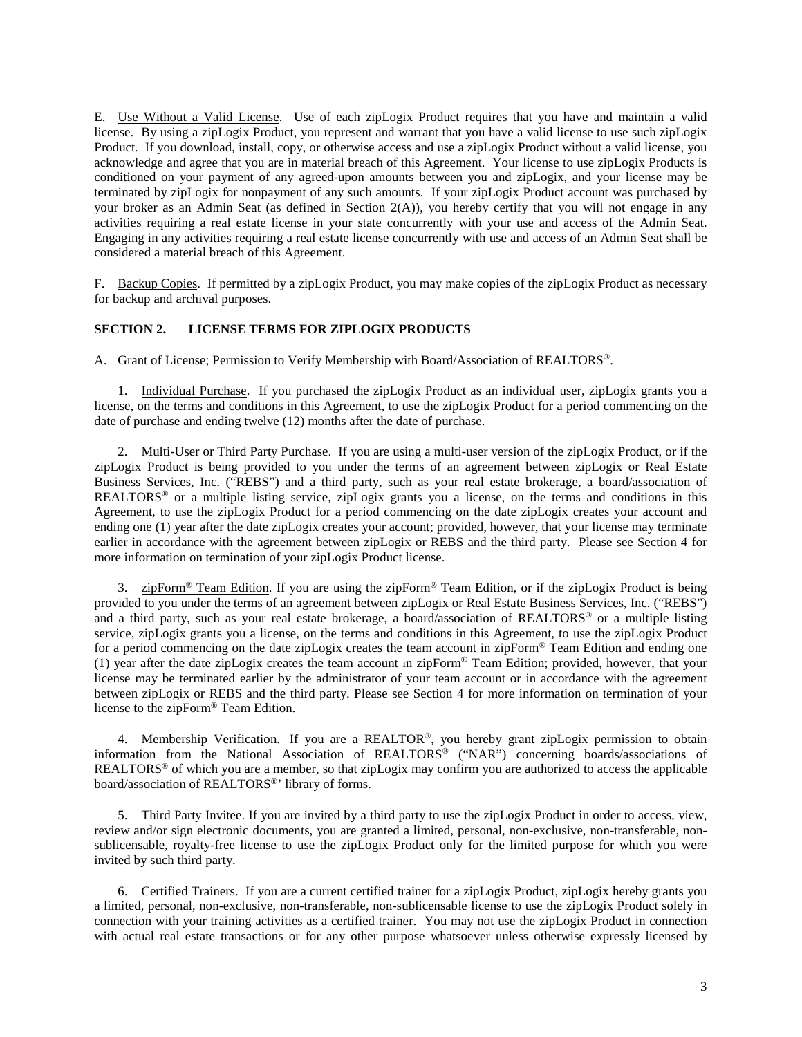E. Use Without a Valid License. Use of each zipLogix Product requires that you have and maintain a valid license. By using a zipLogix Product, you represent and warrant that you have a valid license to use such zipLogix Product. If you download, install, copy, or otherwise access and use a zipLogix Product without a valid license, you acknowledge and agree that you are in material breach of this Agreement. Your license to use zipLogix Products is conditioned on your payment of any agreed-upon amounts between you and zipLogix, and your license may be terminated by zipLogix for nonpayment of any such amounts. If your zipLogix Product account was purchased by your broker as an Admin Seat (as defined in Section 2(A)), you hereby certify that you will not engage in any activities requiring a real estate license in your state concurrently with your use and access of the Admin Seat. Engaging in any activities requiring a real estate license concurrently with use and access of an Admin Seat shall be considered a material breach of this Agreement.

F. Backup Copies. If permitted by a zipLogix Product, you may make copies of the zipLogix Product as necessary for backup and archival purposes.

**SECTION 2. LICENSE TERMS FOR ZIPLOGIX PRODUCTS**

A. Grant of License; Permission to Verify Membership with Board/Association of REALTORS®.

1. Individual Purchase. If you purchased the zipLogix Product as an individual user, zipLogix grants you a license, on the terms and conditions in this Agreement, to use the zipLogix Product for a period commencing on the date of purchase and ending twelve (12) months after the date of purchase.

2. Multi-User or Third Party Purchase. If you are using a multi-user version of the zipLogix Product, or if the zipLogix Product is being provided to you under the terms of an agreement between zipLogix or Real Estate Business Services, Inc. ("REBS") and a third party, such as your real estate brokerage, a board/association of REALTORS® or a multiple listing service, zipLogix grants you a license, on the terms and conditions in this Agreement, to use the zipLogix Product for a period commencing on the date zipLogix creates your account and ending one (1) year after the date zipLogix creates your account; provided, however, that your license may terminate earlier in accordance with the agreement between zipLogix or REBS and the third party. Please see Section 4 for more information on termination of your zipLogix Product license.

3. zipForm® Team Edition. If you are using the zipForm® Team Edition, or if the zipLogix Product is being provided to you under the terms of an agreement between zipLogix or Real Estate Business Services, Inc. ("REBS") and a third party, such as your real estate brokerage, a board/association of REALTORS® or a multiple listing service, zipLogix grants you a license, on the terms and conditions in this Agreement, to use the zipLogix Product for a period commencing on the date zipLogix creates the team account in zipForm® Team Edition and ending one (1) year after the date zipLogix creates the team account in zipForm® Team Edition; provided, however, that your license may be terminated earlier by the administrator of your team account or in accordance with the agreement between zipLogix or REBS and the third party. Please see Section 4 for more information on termination of your license to the zipForm® Team Edition.

4. Membership Verification. If you are a REALTOR®, you hereby grant zipLogix permission to obtain information from the National Association of REALTORS® ("NAR") concerning boards/associations of REALTORS® of which you are a member, so that zipLogix may confirm you are authorized to access the applicable board/association of REALTORS®' library of forms.

5. Third Party Invitee. If you are invited by a third party to use the zipLogix Product in order to access, view, review and/or sign electronic documents, you are granted a limited, personal, non-exclusive, non-transferable, non-sublicensable, royalty-free license to use the zipLogix Product only for the limited purpose for which you were invited by such third party.

6. Certified Trainers. If you are a current certified trainer for a zipLogix Product, zipLogix hereby grants you a limited, personal, non-exclusive, non-transferable, non-sublicensable license to use the zipLogix Product solely in connection with your training activities as a certified trainer. You may not use the zipLogix Product in connection with actual real estate transactions or for any other purpose whatsoever unless otherwise expressly licensed by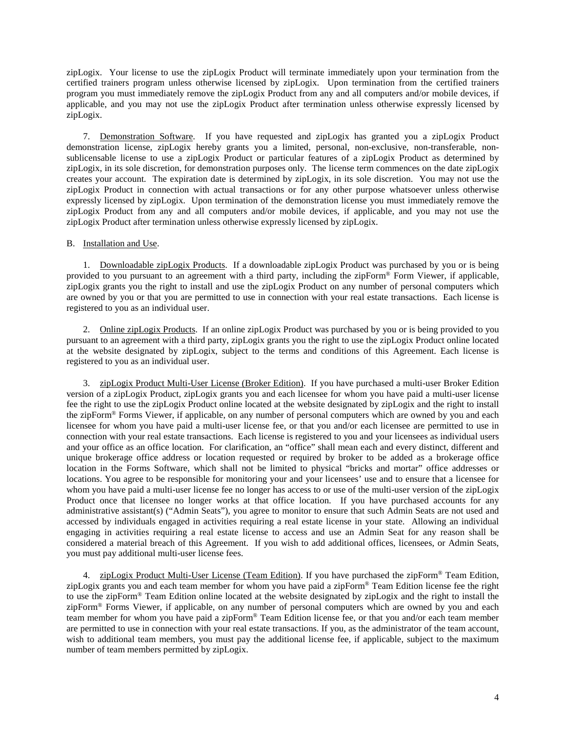zipLogix. Your license to use the zipLogix Product will terminate immediately upon your termination from the certified trainers program unless otherwise licensed by zipLogix. Upon termination from the certified trainers program you must immediately remove the zipLogix Product from any and all computers and/or mobile devices, if applicable, and you may not use the zipLogix Product after termination unless otherwise expressly licensed by zipLogix.

7. Demonstration Software. If you have requested and zipLogix has granted you a zipLogix Product demonstration license, zipLogix hereby grants you a limited, personal, non-exclusive, non-transferable, non-sublicensable license to use a zipLogix Product or particular features of a zipLogix Product as determined by zipLogix, in its sole discretion, for demonstration purposes only. The license term commences on the date zipLogix creates your account. The expiration date is determined by zipLogix, in its sole discretion. You may not use the zipLogix Product in connection with actual transactions or for any other purpose whatsoever unless otherwise expressly licensed by zipLogix. Upon termination of the demonstration license you must immediately remove the zipLogix Product from any and all computers and/or mobile devices, if applicable, and you may not use the zipLogix Product after termination unless otherwise expressly licensed by zipLogix.

B. Installation and Use.

1. Downloadable zipLogix Products. If a downloadable zipLogix Product was purchased by you or is being provided to you pursuant to an agreement with a third party, including the zipForm® Form Viewer, if applicable, zipLogix grants you the right to install and use the zipLogix Product on any number of personal computers which are owned by you or that you are permitted to use in connection with your real estate transactions. Each license is registered to you as an individual user.

2. Online zipLogix Products. If an online zipLogix Product was purchased by you or is being provided to you pursuant to an agreement with a third party, zipLogix grants you the right to use the zipLogix Product online located at the website designated by zipLogix, subject to the terms and conditions of this Agreement. Each license is registered to you as an individual user.

3. zipLogix Product Multi-User License (Broker Edition). If you have purchased a multi-user Broker Edition version of a zipLogix Product, zipLogix grants you and each licensee for whom you have paid a multi-user license fee the right to use the zipLogix Product online located at the website designated by zipLogix and the right to install the zipForm® Forms Viewer, if applicable, on any number of personal computers which are owned by you and each licensee for whom you have paid a multi-user license fee, or that you and/or each licensee are permitted to use in connection with your real estate transactions. Each license is registered to you and your licensees as individual users and your office as an office location. For clarification, an "office" shall mean each and every distinct, different and unique brokerage office address or location requested or required by broker to be added as a brokerage office location in the Forms Software, which shall not be limited to physical "bricks and mortar" office addresses or locations. You agree to be responsible for monitoring your and your licensees' use and to ensure that a licensee for whom you have paid a multi-user license fee no longer has access to or use of the multi-user version of the zipLogix Product once that licensee no longer works at that office location. If you have purchased accounts for any administrative assistant(s) ("Admin Seats"), you agree to monitor to ensure that such Admin Seats are not used and accessed by individuals engaged in activities requiring a real estate license in your state. Allowing an individual engaging in activities requiring a real estate license to access and use an Admin Seat for any reason shall be considered a material breach of this Agreement. If you wish to add additional offices, licensees, or Admin Seats, you must pay additional multi-user license fees.

4. zipLogix Product Multi-User License (Team Edition). If you have purchased the zipForm® Team Edition, zipLogix grants you and each team member for whom you have paid a zipForm® Team Edition license fee the right to use the zipForm® Team Edition online located at the website designated by zipLogix and the right to install the zipForm® Forms Viewer, if applicable, on any number of personal computers which are owned by you and each team member for whom you have paid a zipForm® Team Edition license fee, or that you and/or each team member are permitted to use in connection with your real estate transactions. If you, as the administrator of the team account, wish to additional team members, you must pay the additional license fee, if applicable, subject to the maximum number of team members permitted by zipLogix.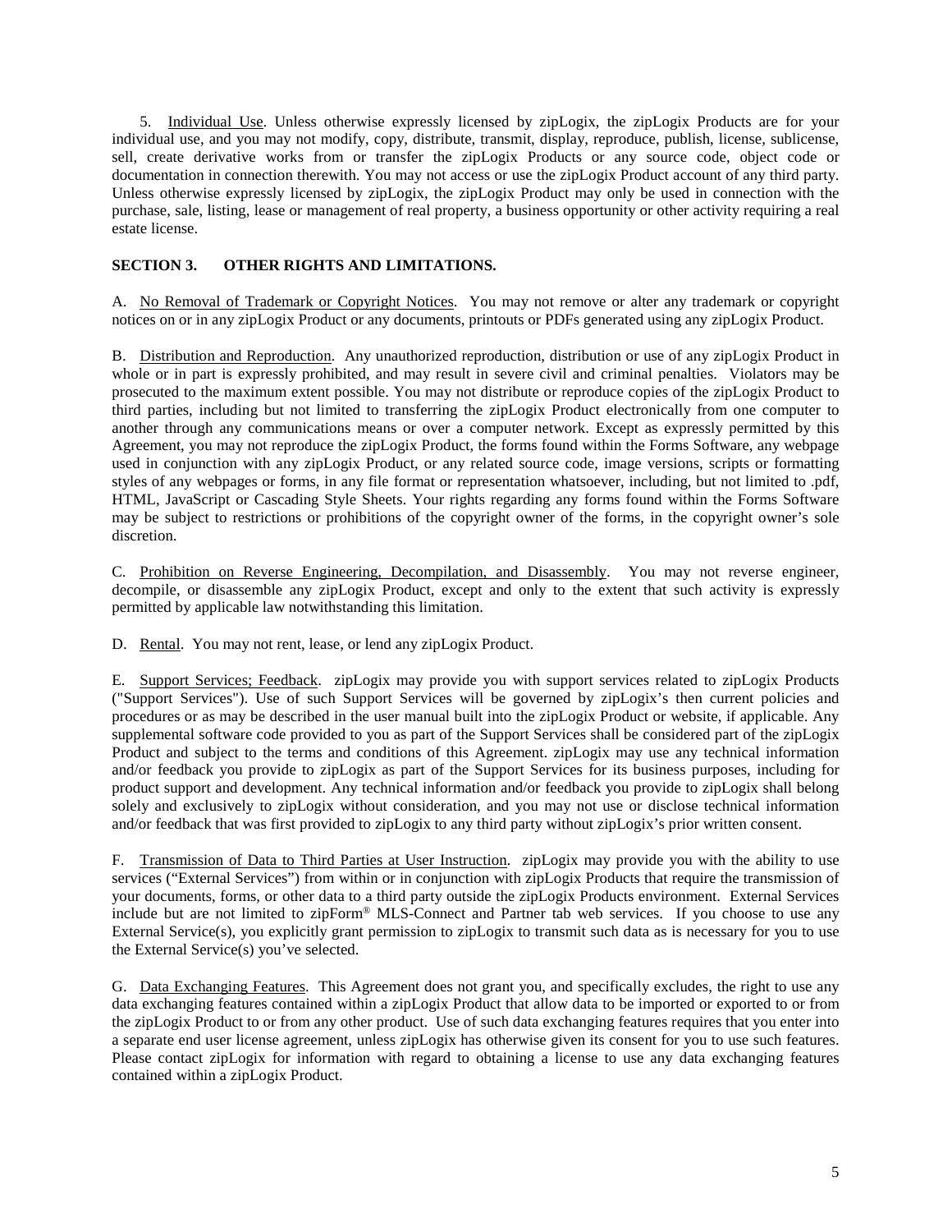5. Individual Use. Unless otherwise expressly licensed by zipLogix, the zipLogix Products are for your individual use, and you may not modify, copy, distribute, transmit, display, reproduce, publish, license, sublicense, sell, create derivative works from or transfer the zipLogix Products or any source code, object code or documentation in connection therewith. You may not access or use the zipLogix Product account of any third party. Unless otherwise expressly licensed by zipLogix, the zipLogix Product may only be used in connection with the purchase, sale, listing, lease or management of real property, a business opportunity or other activity requiring a real estate license.

**SECTION 3. OTHER RIGHTS AND LIMITATIONS.**

A. No Removal of Trademark or Copyright Notices. You may not remove or alter any trademark or copyright notices on or in any zipLogix Product or any documents, printouts or PDFs generated using any zipLogix Product.

B. Distribution and Reproduction. Any unauthorized reproduction, distribution or use of any zipLogix Product in whole or in part is expressly prohibited, and may result in severe civil and criminal penalties. Violators may be prosecuted to the maximum extent possible. You may not distribute or reproduce copies of the zipLogix Product to third parties, including but not limited to transferring the zipLogix Product electronically from one computer to another through any communications means or over a computer network. Except as expressly permitted by this Agreement, you may not reproduce the zipLogix Product, the forms found within the Forms Software, any webpage used in conjunction with any zipLogix Product, or any related source code, image versions, scripts or formatting styles of any webpages or forms, in any file format or representation whatsoever, including, but not limited to .pdf, HTML, JavaScript or Cascading Style Sheets. Your rights regarding any forms found within the Forms Software may be subject to restrictions or prohibitions of the copyright owner of the forms, in the copyright owner's sole discretion.

C. Prohibition on Reverse Engineering, Decompilation, and Disassembly. You may not reverse engineer, decompile, or disassemble any zipLogix Product, except and only to the extent that such activity is expressly permitted by applicable law notwithstanding this limitation.

D. Rental. You may not rent, lease, or lend any zipLogix Product.

E. Support Services; Feedback. zipLogix may provide you with support services related to zipLogix Products ("Support Services"). Use of such Support Services will be governed by zipLogix's then current policies and procedures or as may be described in the user manual built into the zipLogix Product or website, if applicable. Any supplemental software code provided to you as part of the Support Services shall be considered part of the zipLogix Product and subject to the terms and conditions of this Agreement. zipLogix may use any technical information and/or feedback you provide to zipLogix as part of the Support Services for its business purposes, including for product support and development. Any technical information and/or feedback you provide to zipLogix shall belong solely and exclusively to zipLogix without consideration, and you may not use or disclose technical information and/or feedback that was first provided to zipLogix to any third party without zipLogix's prior written consent.

F. Transmission of Data to Third Parties at User Instruction. zipLogix may provide you with the ability to use services ("External Services") from within or in conjunction with zipLogix Products that require the transmission of your documents, forms, or other data to a third party outside the zipLogix Products environment. External Services include but are not limited to zipForm® MLS-Connect and Partner tab web services. If you choose to use any External Service(s), you explicitly grant permission to zipLogix to transmit such data as is necessary for you to use the External Service(s) you've selected.

G. Data Exchanging Features. This Agreement does not grant you, and specifically excludes, the right to use any data exchanging features contained within a zipLogix Product that allow data to be imported or exported to or from the zipLogix Product to or from any other product. Use of such data exchanging features requires that you enter into a separate end user license agreement, unless zipLogix has otherwise given its consent for you to use such features. Please contact zipLogix for information with regard to obtaining a license to use any data exchanging features contained within a zipLogix Product.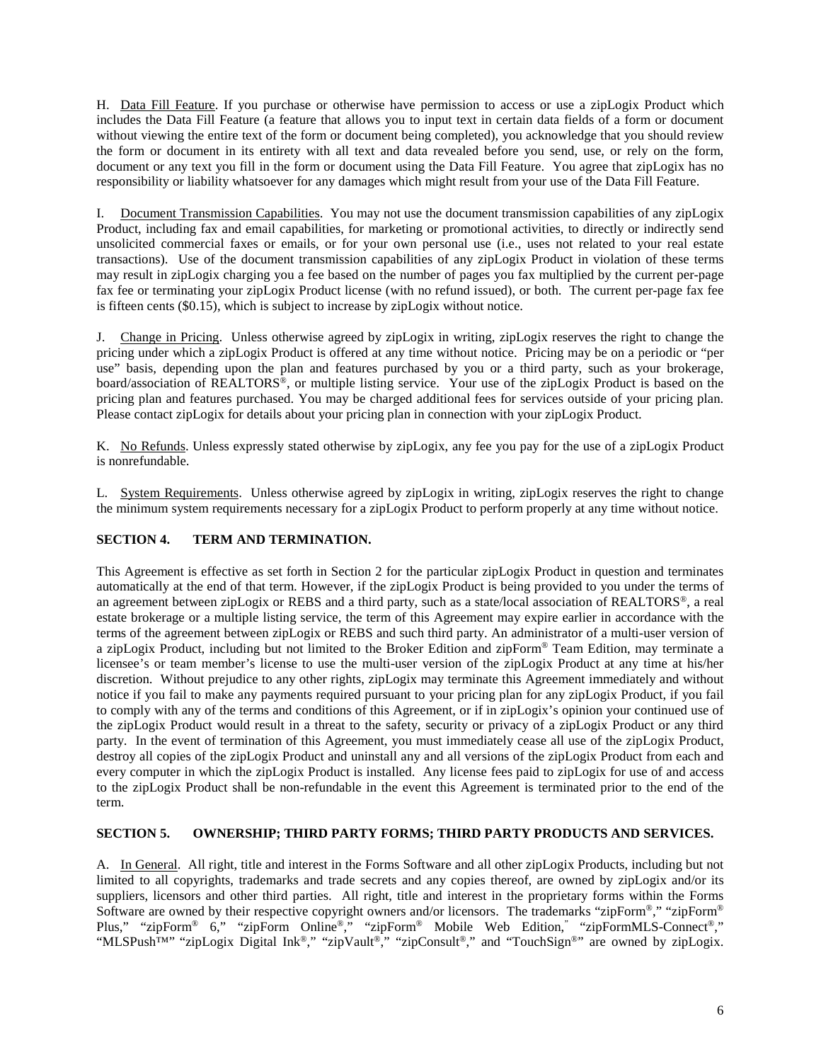H. Data Fill Feature. If you purchase or otherwise have permission to access or use a zipLogix Product which includes the Data Fill Feature (a feature that allows you to input text in certain data fields of a form or document without viewing the entire text of the form or document being completed), you acknowledge that you should review the form or document in its entirety with all text and data revealed before you send, use, or rely on the form, document or any text you fill in the form or document using the Data Fill Feature. You agree that zipLogix has no responsibility or liability whatsoever for any damages which might result from your use of the Data Fill Feature.

I. Document Transmission Capabilities. You may not use the document transmission capabilities of any zipLogix Product, including fax and email capabilities, for marketing or promotional activities, to directly or indirectly send unsolicited commercial faxes or emails, or for your own personal use (i.e., uses not related to your real estate transactions). Use of the document transmission capabilities of any zipLogix Product in violation of these terms may result in zipLogix charging you a fee based on the number of pages you fax multiplied by the current per-page fax fee or terminating your zipLogix Product license (with no refund issued), or both. The current per-page fax fee is fifteen cents ($0.15), which is subject to increase by zipLogix without notice.

J. Change in Pricing. Unless otherwise agreed by zipLogix in writing, zipLogix reserves the right to change the pricing under which a zipLogix Product is offered at any time without notice. Pricing may be on a periodic or "per use" basis, depending upon the plan and features purchased by you or a third party, such as your brokerage, board/association of REALTORS®, or multiple listing service. Your use of the zipLogix Product is based on the pricing plan and features purchased. You may be charged additional fees for services outside of your pricing plan. Please contact zipLogix for details about your pricing plan in connection with your zipLogix Product.

K. No Refunds. Unless expressly stated otherwise by zipLogix, any fee you pay for the use of a zipLogix Product is nonrefundable.

L. System Requirements. Unless otherwise agreed by zipLogix in writing, zipLogix reserves the right to change the minimum system requirements necessary for a zipLogix Product to perform properly at any time without notice.

## SECTION 4. TERM AND TERMINATION.

This Agreement is effective as set forth in Section 2 for the particular zipLogix Product in question and terminates automatically at the end of that term. However, if the zipLogix Product is being provided to you under the terms of an agreement between zipLogix or REBS and a third party, such as a state/local association of REALTORS®, a real estate brokerage or a multiple listing service, the term of this Agreement may expire earlier in accordance with the terms of the agreement between zipLogix or REBS and such third party. An administrator of a multi-user version of a zipLogix Product, including but not limited to the Broker Edition and zipForm® Team Edition, may terminate a licensee's or team member's license to use the multi-user version of the zipLogix Product at any time at his/her discretion. Without prejudice to any other rights, zipLogix may terminate this Agreement immediately and without notice if you fail to make any payments required pursuant to your pricing plan for any zipLogix Product, if you fail to comply with any of the terms and conditions of this Agreement, or if in zipLogix's opinion your continued use of the zipLogix Product would result in a threat to the safety, security or privacy of a zipLogix Product or any third party. In the event of termination of this Agreement, you must immediately cease all use of the zipLogix Product, destroy all copies of the zipLogix Product and uninstall any and all versions of the zipLogix Product from each and every computer in which the zipLogix Product is installed. Any license fees paid to zipLogix for use of and access to the zipLogix Product shall be non-refundable in the event this Agreement is terminated prior to the end of the term.

## SECTION 5. OWNERSHIP; THIRD PARTY FORMS; THIRD PARTY PRODUCTS AND SERVICES.

A. In General. All right, title and interest in the Forms Software and all other zipLogix Products, including but not limited to all copyrights, trademarks and trade secrets and any copies thereof, are owned by zipLogix and/or its suppliers, licensors and other third parties. All right, title and interest in the proprietary forms within the Forms Software are owned by their respective copyright owners and/or licensors. The trademarks "zipForm®," "zipForm® Plus," "zipForm® 6," "zipForm Online®," "zipForm® Mobile Web Edition," "zipFormMLS-Connect®," "MLSPush™" "zipLogix Digital Ink®," "zipVault®," "zipConsult®," and "TouchSign®" are owned by zipLogix.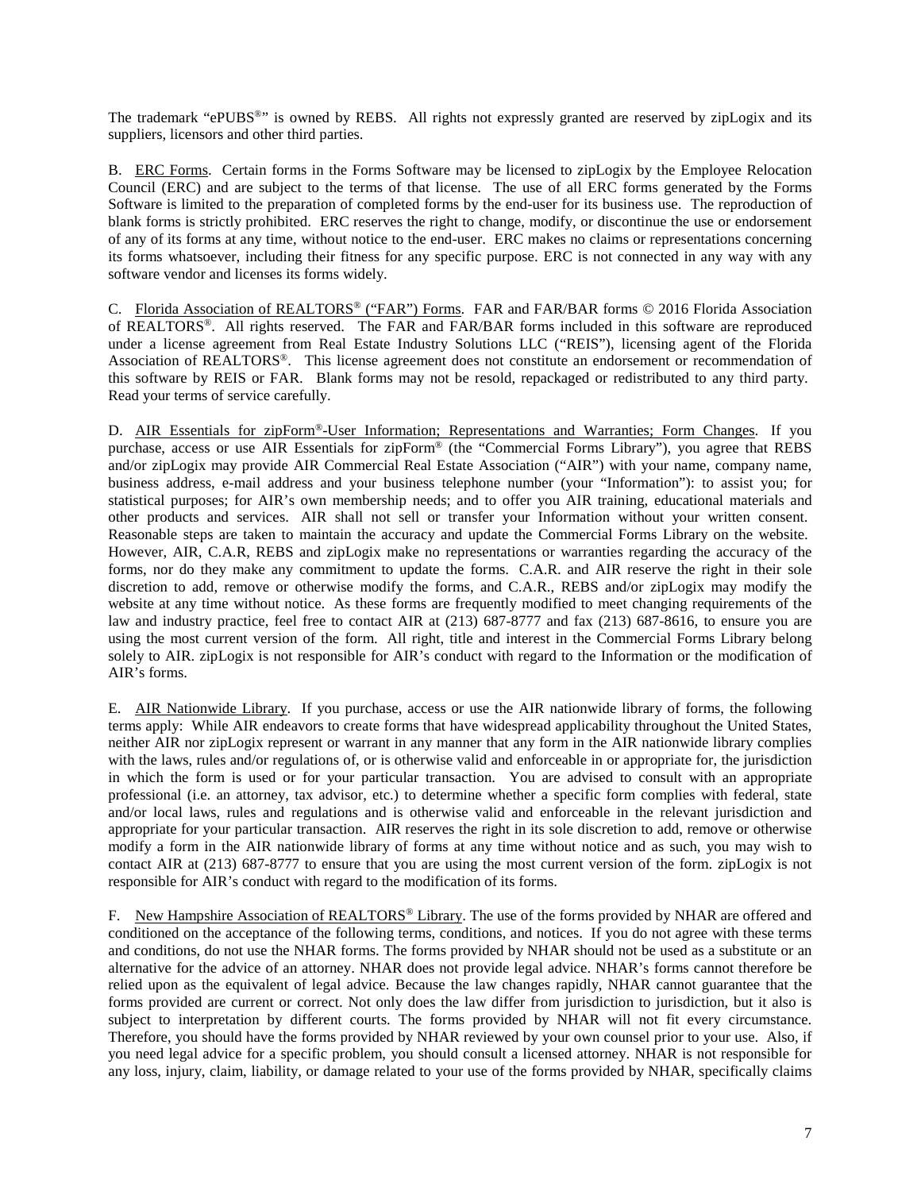The trademark "ePUBS®" is owned by REBS. All rights not expressly granted are reserved by zipLogix and its suppliers, licensors and other third parties.

B. ERC Forms. Certain forms in the Forms Software may be licensed to zipLogix by the Employee Relocation Council (ERC) and are subject to the terms of that license. The use of all ERC forms generated by the Forms Software is limited to the preparation of completed forms by the end-user for its business use. The reproduction of blank forms is strictly prohibited. ERC reserves the right to change, modify, or discontinue the use or endorsement of any of its forms at any time, without notice to the end-user. ERC makes no claims or representations concerning its forms whatsoever, including their fitness for any specific purpose. ERC is not connected in any way with any software vendor and licenses its forms widely.

C. Florida Association of REALTORS® ("FAR") Forms. FAR and FAR/BAR forms © 2016 Florida Association of REALTORS®. All rights reserved. The FAR and FAR/BAR forms included in this software are reproduced under a license agreement from Real Estate Industry Solutions LLC ("REIS"), licensing agent of the Florida Association of REALTORS®. This license agreement does not constitute an endorsement or recommendation of this software by REIS or FAR. Blank forms may not be resold, repackaged or redistributed to any third party. Read your terms of service carefully.

D. AIR Essentials for zipForm®-User Information; Representations and Warranties; Form Changes. If you purchase, access or use AIR Essentials for zipForm® (the "Commercial Forms Library"), you agree that REBS and/or zipLogix may provide AIR Commercial Real Estate Association ("AIR") with your name, company name, business address, e-mail address and your business telephone number (your "Information"): to assist you; for statistical purposes; for AIR's own membership needs; and to offer you AIR training, educational materials and other products and services. AIR shall not sell or transfer your Information without your written consent. Reasonable steps are taken to maintain the accuracy and update the Commercial Forms Library on the website. However, AIR, C.A.R, REBS and zipLogix make no representations or warranties regarding the accuracy of the forms, nor do they make any commitment to update the forms. C.A.R. and AIR reserve the right in their sole discretion to add, remove or otherwise modify the forms, and C.A.R., REBS and/or zipLogix may modify the website at any time without notice. As these forms are frequently modified to meet changing requirements of the law and industry practice, feel free to contact AIR at (213) 687-8777 and fax (213) 687-8616, to ensure you are using the most current version of the form. All right, title and interest in the Commercial Forms Library belong solely to AIR. zipLogix is not responsible for AIR's conduct with regard to the Information or the modification of AIR's forms.

E. AIR Nationwide Library. If you purchase, access or use the AIR nationwide library of forms, the following terms apply: While AIR endeavors to create forms that have widespread applicability throughout the United States, neither AIR nor zipLogix represent or warrant in any manner that any form in the AIR nationwide library complies with the laws, rules and/or regulations of, or is otherwise valid and enforceable in or appropriate for, the jurisdiction in which the form is used or for your particular transaction. You are advised to consult with an appropriate professional (i.e. an attorney, tax advisor, etc.) to determine whether a specific form complies with federal, state and/or local laws, rules and regulations and is otherwise valid and enforceable in the relevant jurisdiction and appropriate for your particular transaction. AIR reserves the right in its sole discretion to add, remove or otherwise modify a form in the AIR nationwide library of forms at any time without notice and as such, you may wish to contact AIR at (213) 687-8777 to ensure that you are using the most current version of the form. zipLogix is not responsible for AIR's conduct with regard to the modification of its forms.

F. New Hampshire Association of REALTORS® Library. The use of the forms provided by NHAR are offered and conditioned on the acceptance of the following terms, conditions, and notices. If you do not agree with these terms and conditions, do not use the NHAR forms. The forms provided by NHAR should not be used as a substitute or an alternative for the advice of an attorney. NHAR does not provide legal advice. NHAR's forms cannot therefore be relied upon as the equivalent of legal advice. Because the law changes rapidly, NHAR cannot guarantee that the forms provided are current or correct. Not only does the law differ from jurisdiction to jurisdiction, but it also is subject to interpretation by different courts. The forms provided by NHAR will not fit every circumstance. Therefore, you should have the forms provided by NHAR reviewed by your own counsel prior to your use. Also, if you need legal advice for a specific problem, you should consult a licensed attorney. NHAR is not responsible for any loss, injury, claim, liability, or damage related to your use of the forms provided by NHAR, specifically claims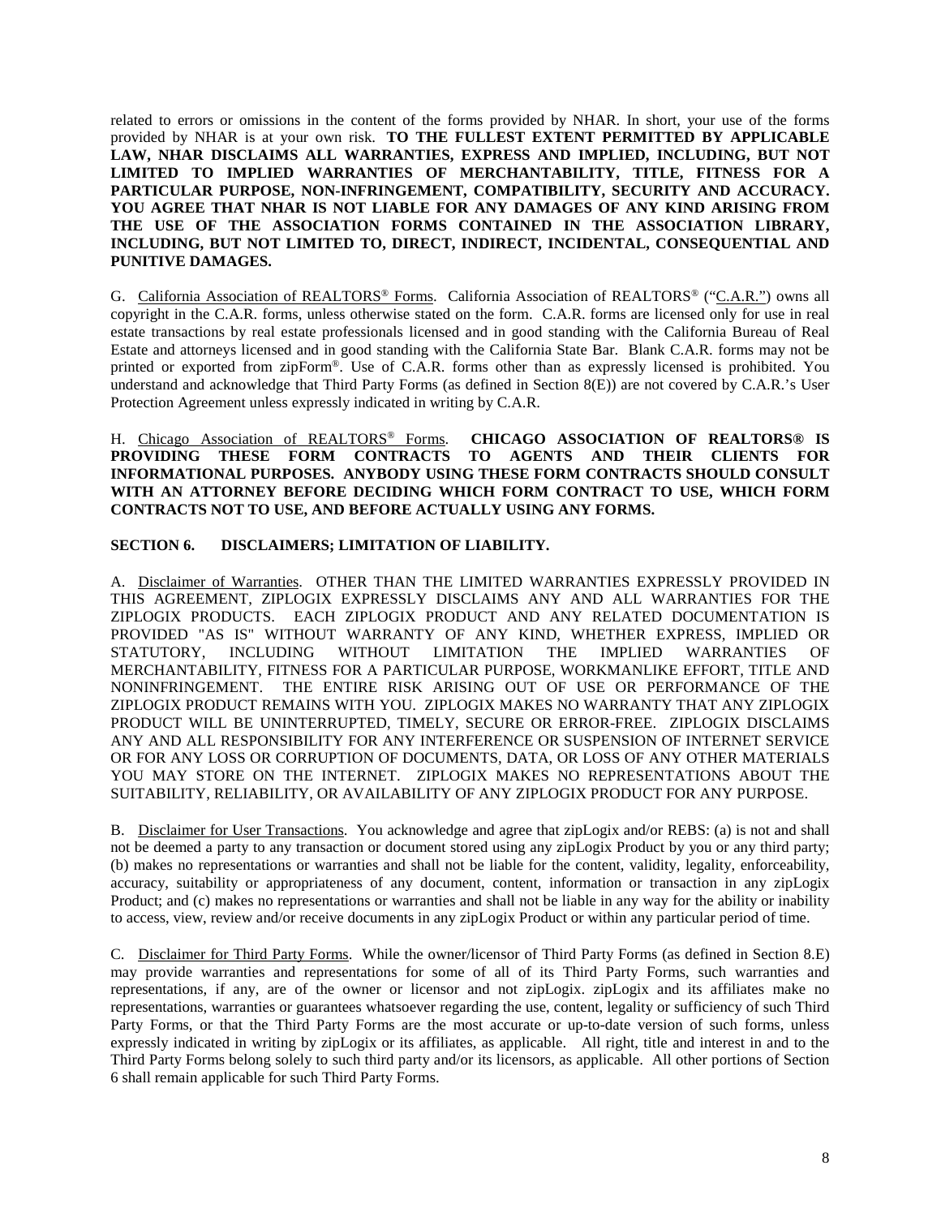related to errors or omissions in the content of the forms provided by NHAR. In short, your use of the forms provided by NHAR is at your own risk. **TO THE FULLEST EXTENT PERMITTED BY APPLICABLE LAW, NHAR DISCLAIMS ALL WARRANTIES, EXPRESS AND IMPLIED, INCLUDING, BUT NOT LIMITED TO IMPLIED WARRANTIES OF MERCHANTABILITY, TITLE, FITNESS FOR A PARTICULAR PURPOSE, NON-INFRINGEMENT, COMPATIBILITY, SECURITY AND ACCURACY. YOU AGREE THAT NHAR IS NOT LIABLE FOR ANY DAMAGES OF ANY KIND ARISING FROM THE USE OF THE ASSOCIATION FORMS CONTAINED IN THE ASSOCIATION LIBRARY, INCLUDING, BUT NOT LIMITED TO, DIRECT, INDIRECT, INCIDENTAL, CONSEQUENTIAL AND PUNITIVE DAMAGES.**

G. California Association of REALTORS® Forms. California Association of REALTORS® ("C.A.R.") owns all copyright in the C.A.R. forms, unless otherwise stated on the form. C.A.R. forms are licensed only for use in real estate transactions by real estate professionals licensed and in good standing with the California Bureau of Real Estate and attorneys licensed and in good standing with the California State Bar. Blank C.A.R. forms may not be printed or exported from zipForm®. Use of C.A.R. forms other than as expressly licensed is prohibited. You understand and acknowledge that Third Party Forms (as defined in Section 8(E)) are not covered by C.A.R.'s User Protection Agreement unless expressly indicated in writing by C.A.R.

H. Chicago Association of REALTORS® Forms. **CHICAGO ASSOCIATION OF REALTORS® IS PROVIDING THESE FORM CONTRACTS TO AGENTS AND THEIR CLIENTS FOR INFORMATIONAL PURPOSES. ANYBODY USING THESE FORM CONTRACTS SHOULD CONSULT WITH AN ATTORNEY BEFORE DECIDING WHICH FORM CONTRACT TO USE, WHICH FORM CONTRACTS NOT TO USE, AND BEFORE ACTUALLY USING ANY FORMS.**

**SECTION 6. DISCLAIMERS; LIMITATION OF LIABILITY.**

A. Disclaimer of Warranties. OTHER THAN THE LIMITED WARRANTIES EXPRESSLY PROVIDED IN THIS AGREEMENT, ZIPLOGIX EXPRESSLY DISCLAIMS ANY AND ALL WARRANTIES FOR THE ZIPLOGIX PRODUCTS. EACH ZIPLOGIX PRODUCT AND ANY RELATED DOCUMENTATION IS PROVIDED "AS IS" WITHOUT WARRANTY OF ANY KIND, WHETHER EXPRESS, IMPLIED OR STATUTORY, INCLUDING WITHOUT LIMITATION THE IMPLIED WARRANTIES OF MERCHANTABILITY, FITNESS FOR A PARTICULAR PURPOSE, WORKMANLIKE EFFORT, TITLE AND NONINFRINGEMENT. THE ENTIRE RISK ARISING OUT OF USE OR PERFORMANCE OF THE ZIPLOGIX PRODUCT REMAINS WITH YOU. ZIPLOGIX MAKES NO WARRANTY THAT ANY ZIPLOGIX PRODUCT WILL BE UNINTERRUPTED, TIMELY, SECURE OR ERROR-FREE. ZIPLOGIX DISCLAIMS ANY AND ALL RESPONSIBILITY FOR ANY INTERFERENCE OR SUSPENSION OF INTERNET SERVICE OR FOR ANY LOSS OR CORRUPTION OF DOCUMENTS, DATA, OR LOSS OF ANY OTHER MATERIALS YOU MAY STORE ON THE INTERNET. ZIPLOGIX MAKES NO REPRESENTATIONS ABOUT THE SUITABILITY, RELIABILITY, OR AVAILABILITY OF ANY ZIPLOGIX PRODUCT FOR ANY PURPOSE.

B. Disclaimer for User Transactions. You acknowledge and agree that zipLogix and/or REBS: (a) is not and shall not be deemed a party to any transaction or document stored using any zipLogix Product by you or any third party; (b) makes no representations or warranties and shall not be liable for the content, validity, legality, enforceability, accuracy, suitability or appropriateness of any document, content, information or transaction in any zipLogix Product; and (c) makes no representations or warranties and shall not be liable in any way for the ability or inability to access, view, review and/or receive documents in any zipLogix Product or within any particular period of time.

C. Disclaimer for Third Party Forms. While the owner/licensor of Third Party Forms (as defined in Section 8.E) may provide warranties and representations for some of all of its Third Party Forms, such warranties and representations, if any, are of the owner or licensor and not zipLogix. zipLogix and its affiliates make no representations, warranties or guarantees whatsoever regarding the use, content, legality or sufficiency of such Third Party Forms, or that the Third Party Forms are the most accurate or up-to-date version of such forms, unless expressly indicated in writing by zipLogix or its affiliates, as applicable. All right, title and interest in and to the Third Party Forms belong solely to such third party and/or its licensors, as applicable. All other portions of Section 6 shall remain applicable for such Third Party Forms.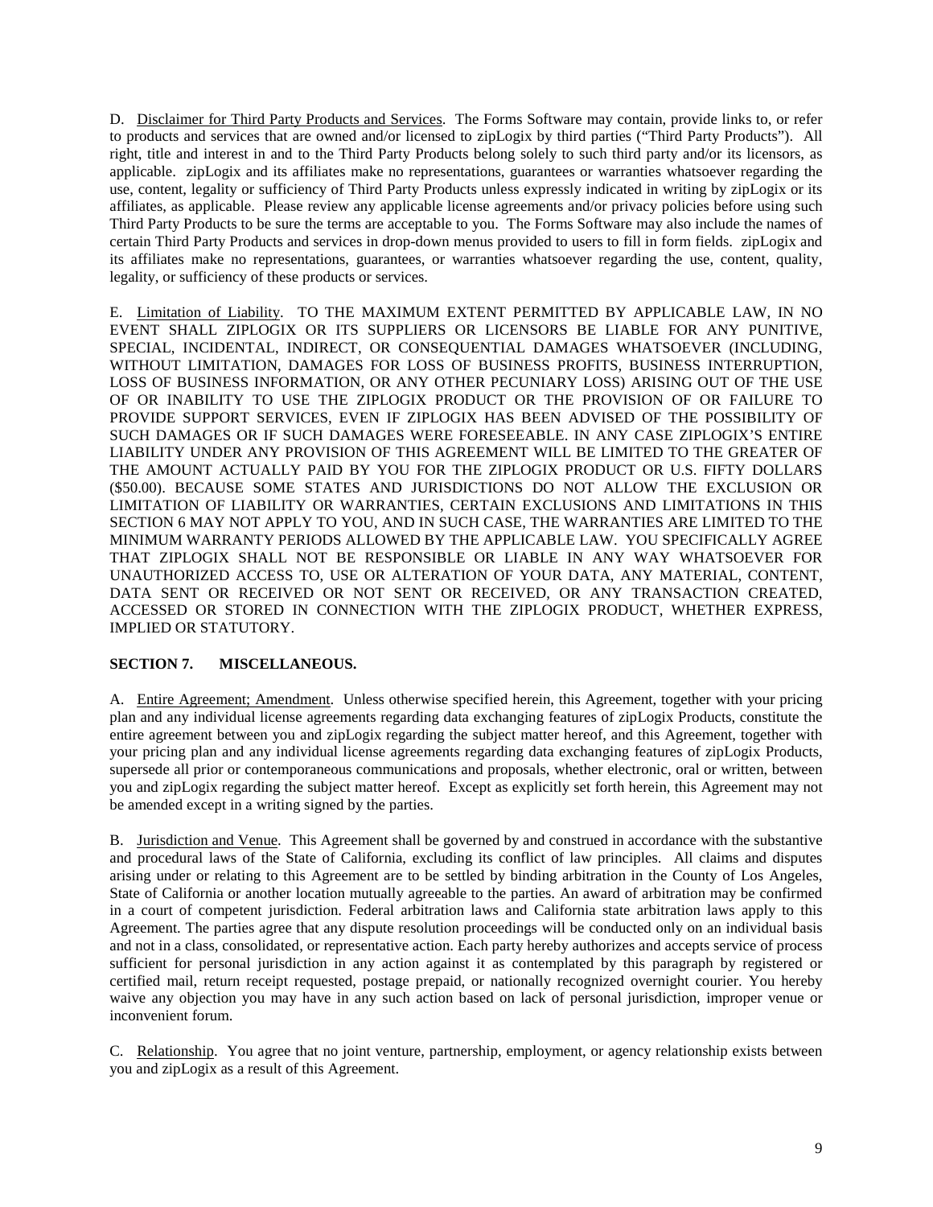D. Disclaimer for Third Party Products and Services. The Forms Software may contain, provide links to, or refer to products and services that are owned and/or licensed to zipLogix by third parties ("Third Party Products"). All right, title and interest in and to the Third Party Products belong solely to such third party and/or its licensors, as applicable. zipLogix and its affiliates make no representations, guarantees or warranties whatsoever regarding the use, content, legality or sufficiency of Third Party Products unless expressly indicated in writing by zipLogix or its affiliates, as applicable. Please review any applicable license agreements and/or privacy policies before using such Third Party Products to be sure the terms are acceptable to you. The Forms Software may also include the names of certain Third Party Products and services in drop-down menus provided to users to fill in form fields. zipLogix and its affiliates make no representations, guarantees, or warranties whatsoever regarding the use, content, quality, legality, or sufficiency of these products or services.

E. Limitation of Liability. TO THE MAXIMUM EXTENT PERMITTED BY APPLICABLE LAW, IN NO EVENT SHALL ZIPLOGIX OR ITS SUPPLIERS OR LICENSORS BE LIABLE FOR ANY PUNITIVE, SPECIAL, INCIDENTAL, INDIRECT, OR CONSEQUENTIAL DAMAGES WHATSOEVER (INCLUDING, WITHOUT LIMITATION, DAMAGES FOR LOSS OF BUSINESS PROFITS, BUSINESS INTERRUPTION, LOSS OF BUSINESS INFORMATION, OR ANY OTHER PECUNIARY LOSS) ARISING OUT OF THE USE OF OR INABILITY TO USE THE ZIPLOGIX PRODUCT OR THE PROVISION OF OR FAILURE TO PROVIDE SUPPORT SERVICES, EVEN IF ZIPLOGIX HAS BEEN ADVISED OF THE POSSIBILITY OF SUCH DAMAGES OR IF SUCH DAMAGES WERE FORESEEABLE. IN ANY CASE ZIPLOGIX'S ENTIRE LIABILITY UNDER ANY PROVISION OF THIS AGREEMENT WILL BE LIMITED TO THE GREATER OF THE AMOUNT ACTUALLY PAID BY YOU FOR THE ZIPLOGIX PRODUCT OR U.S. FIFTY DOLLARS ($50.00). BECAUSE SOME STATES AND JURISDICTIONS DO NOT ALLOW THE EXCLUSION OR LIMITATION OF LIABILITY OR WARRANTIES, CERTAIN EXCLUSIONS AND LIMITATIONS IN THIS SECTION 6 MAY NOT APPLY TO YOU, AND IN SUCH CASE, THE WARRANTIES ARE LIMITED TO THE MINIMUM WARRANTY PERIODS ALLOWED BY THE APPLICABLE LAW. YOU SPECIFICALLY AGREE THAT ZIPLOGIX SHALL NOT BE RESPONSIBLE OR LIABLE IN ANY WAY WHATSOEVER FOR UNAUTHORIZED ACCESS TO, USE OR ALTERATION OF YOUR DATA, ANY MATERIAL, CONTENT, DATA SENT OR RECEIVED OR NOT SENT OR RECEIVED, OR ANY TRANSACTION CREATED, ACCESSED OR STORED IN CONNECTION WITH THE ZIPLOGIX PRODUCT, WHETHER EXPRESS, IMPLIED OR STATUTORY.

## SECTION 7. MISCELLANEOUS.

A. Entire Agreement; Amendment. Unless otherwise specified herein, this Agreement, together with your pricing plan and any individual license agreements regarding data exchanging features of zipLogix Products, constitute the entire agreement between you and zipLogix regarding the subject matter hereof, and this Agreement, together with your pricing plan and any individual license agreements regarding data exchanging features of zipLogix Products, supersede all prior or contemporaneous communications and proposals, whether electronic, oral or written, between you and zipLogix regarding the subject matter hereof. Except as explicitly set forth herein, this Agreement may not be amended except in a writing signed by the parties.

B. Jurisdiction and Venue. This Agreement shall be governed by and construed in accordance with the substantive and procedural laws of the State of California, excluding its conflict of law principles. All claims and disputes arising under or relating to this Agreement are to be settled by binding arbitration in the County of Los Angeles, State of California or another location mutually agreeable to the parties. An award of arbitration may be confirmed in a court of competent jurisdiction. Federal arbitration laws and California state arbitration laws apply to this Agreement. The parties agree that any dispute resolution proceedings will be conducted only on an individual basis and not in a class, consolidated, or representative action. Each party hereby authorizes and accepts service of process sufficient for personal jurisdiction in any action against it as contemplated by this paragraph by registered or certified mail, return receipt requested, postage prepaid, or nationally recognized overnight courier. You hereby waive any objection you may have in any such action based on lack of personal jurisdiction, improper venue or inconvenient forum.

C. Relationship. You agree that no joint venture, partnership, employment, or agency relationship exists between you and zipLogix as a result of this Agreement.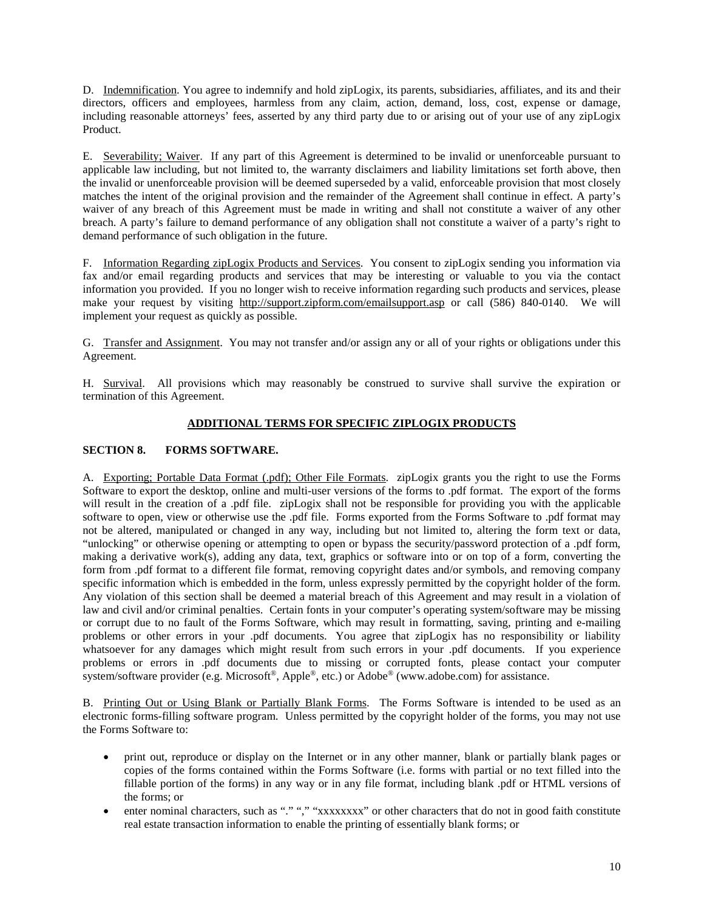D. Indemnification. You agree to indemnify and hold zipLogix, its parents, subsidiaries, affiliates, and its and their directors, officers and employees, harmless from any claim, action, demand, loss, cost, expense or damage, including reasonable attorneys' fees, asserted by any third party due to or arising out of your use of any zipLogix Product.

E. Severability; Waiver. If any part of this Agreement is determined to be invalid or unenforceable pursuant to applicable law including, but not limited to, the warranty disclaimers and liability limitations set forth above, then the invalid or unenforceable provision will be deemed superseded by a valid, enforceable provision that most closely matches the intent of the original provision and the remainder of the Agreement shall continue in effect. A party's waiver of any breach of this Agreement must be made in writing and shall not constitute a waiver of any other breach. A party's failure to demand performance of any obligation shall not constitute a waiver of a party's right to demand performance of such obligation in the future.

F. Information Regarding zipLogix Products and Services. You consent to zipLogix sending you information via fax and/or email regarding products and services that may be interesting or valuable to you via the contact information you provided. If you no longer wish to receive information regarding such products and services, please make your request by visiting http://support.zipform.com/emailsupport.asp or call (586) 840-0140. We will implement your request as quickly as possible.

G. Transfer and Assignment. You may not transfer and/or assign any or all of your rights or obligations under this Agreement.

H. Survival. All provisions which may reasonably be construed to survive shall survive the expiration or termination of this Agreement.

## ADDITIONAL TERMS FOR SPECIFIC ZIPLOGIX PRODUCTS

### SECTION 8. FORMS SOFTWARE.

A. Exporting; Portable Data Format (.pdf); Other File Formats. zipLogix grants you the right to use the Forms Software to export the desktop, online and multi-user versions of the forms to .pdf format. The export of the forms will result in the creation of a .pdf file. zipLogix shall not be responsible for providing you with the applicable software to open, view or otherwise use the .pdf file. Forms exported from the Forms Software to .pdf format may not be altered, manipulated or changed in any way, including but not limited to, altering the form text or data, "unlocking" or otherwise opening or attempting to open or bypass the security/password protection of a .pdf form, making a derivative work(s), adding any data, text, graphics or software into or on top of a form, converting the form from .pdf format to a different file format, removing copyright dates and/or symbols, and removing company specific information which is embedded in the form, unless expressly permitted by the copyright holder of the form. Any violation of this section shall be deemed a material breach of this Agreement and may result in a violation of law and civil and/or criminal penalties. Certain fonts in your computer's operating system/software may be missing or corrupt due to no fault of the Forms Software, which may result in formatting, saving, printing and e-mailing problems or other errors in your .pdf documents. You agree that zipLogix has no responsibility or liability whatsoever for any damages which might result from such errors in your .pdf documents. If you experience problems or errors in .pdf documents due to missing or corrupted fonts, please contact your computer system/software provider (e.g. Microsoft®, Apple®, etc.) or Adobe® (www.adobe.com) for assistance.

B. Printing Out or Using Blank or Partially Blank Forms. The Forms Software is intended to be used as an electronic forms-filling software program. Unless permitted by the copyright holder of the forms, you may not use the Forms Software to:

- print out, reproduce or display on the Internet or in any other manner, blank or partially blank pages or copies of the forms contained within the Forms Software (i.e. forms with partial or no text filled into the fillable portion of the forms) in any way or in any file format, including blank .pdf or HTML versions of the forms; or
- enter nominal characters, such as "." "," "xxxxxxxx" or other characters that do not in good faith constitute real estate transaction information to enable the printing of essentially blank forms; or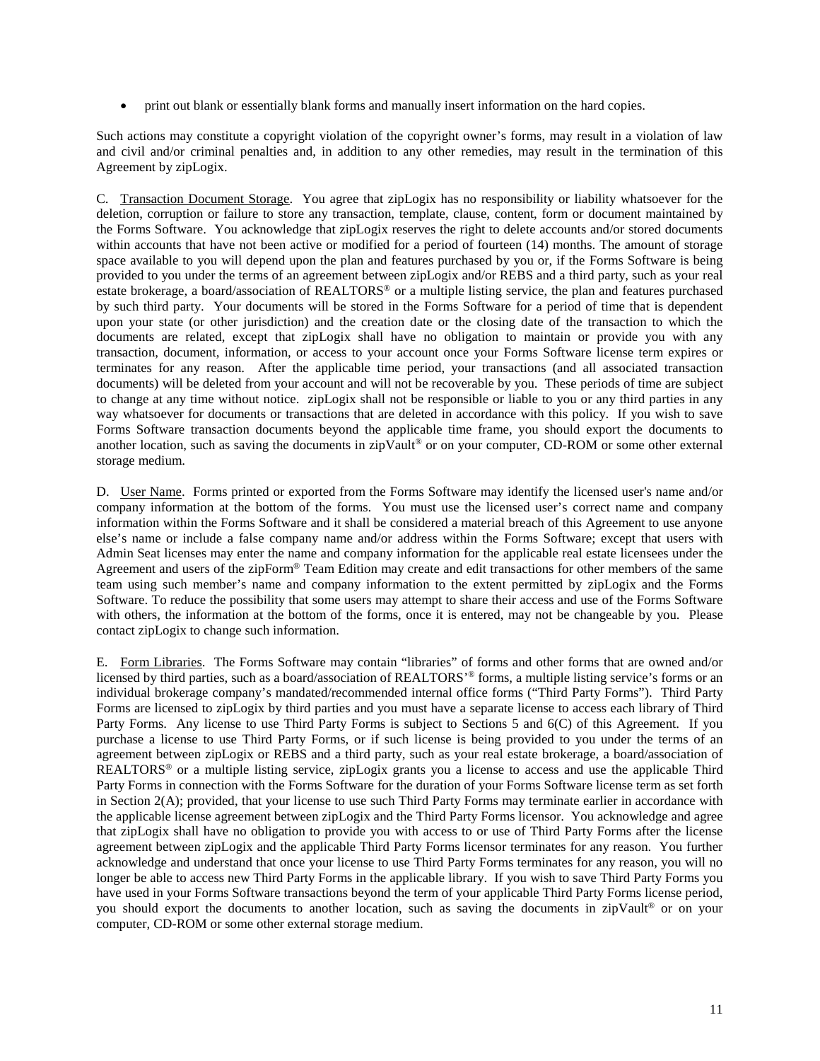- print out blank or essentially blank forms and manually insert information on the hard copies.

Such actions may constitute a copyright violation of the copyright owner's forms, may result in a violation of law and civil and/or criminal penalties and, in addition to any other remedies, may result in the termination of this Agreement by zipLogix.

C. Transaction Document Storage. You agree that zipLogix has no responsibility or liability whatsoever for the deletion, corruption or failure to store any transaction, template, clause, content, form or document maintained by the Forms Software. You acknowledge that zipLogix reserves the right to delete accounts and/or stored documents within accounts that have not been active or modified for a period of fourteen (14) months. The amount of storage space available to you will depend upon the plan and features purchased by you or, if the Forms Software is being provided to you under the terms of an agreement between zipLogix and/or REBS and a third party, such as your real estate brokerage, a board/association of REALTORS® or a multiple listing service, the plan and features purchased by such third party. Your documents will be stored in the Forms Software for a period of time that is dependent upon your state (or other jurisdiction) and the creation date or the closing date of the transaction to which the documents are related, except that zipLogix shall have no obligation to maintain or provide you with any transaction, document, information, or access to your account once your Forms Software license term expires or terminates for any reason. After the applicable time period, your transactions (and all associated transaction documents) will be deleted from your account and will not be recoverable by you. These periods of time are subject to change at any time without notice. zipLogix shall not be responsible or liable to you or any third parties in any way whatsoever for documents or transactions that are deleted in accordance with this policy. If you wish to save Forms Software transaction documents beyond the applicable time frame, you should export the documents to another location, such as saving the documents in zipVault® or on your computer, CD-ROM or some other external storage medium.

D. User Name. Forms printed or exported from the Forms Software may identify the licensed user's name and/or company information at the bottom of the forms. You must use the licensed user's correct name and company information within the Forms Software and it shall be considered a material breach of this Agreement to use anyone else's name or include a false company name and/or address within the Forms Software; except that users with Admin Seat licenses may enter the name and company information for the applicable real estate licensees under the Agreement and users of the zipForm® Team Edition may create and edit transactions for other members of the same team using such member's name and company information to the extent permitted by zipLogix and the Forms Software. To reduce the possibility that some users may attempt to share their access and use of the Forms Software with others, the information at the bottom of the forms, once it is entered, may not be changeable by you. Please contact zipLogix to change such information.

E. Form Libraries. The Forms Software may contain "libraries" of forms and other forms that are owned and/or licensed by third parties, such as a board/association of REALTORS'® forms, a multiple listing service's forms or an individual brokerage company's mandated/recommended internal office forms ("Third Party Forms"). Third Party Forms are licensed to zipLogix by third parties and you must have a separate license to access each library of Third Party Forms. Any license to use Third Party Forms is subject to Sections 5 and 6(C) of this Agreement. If you purchase a license to use Third Party Forms, or if such license is being provided to you under the terms of an agreement between zipLogix or REBS and a third party, such as your real estate brokerage, a board/association of REALTORS® or a multiple listing service, zipLogix grants you a license to access and use the applicable Third Party Forms in connection with the Forms Software for the duration of your Forms Software license term as set forth in Section 2(A); provided, that your license to use such Third Party Forms may terminate earlier in accordance with the applicable license agreement between zipLogix and the Third Party Forms licensor. You acknowledge and agree that zipLogix shall have no obligation to provide you with access to or use of Third Party Forms after the license agreement between zipLogix and the applicable Third Party Forms licensor terminates for any reason. You further acknowledge and understand that once your license to use Third Party Forms terminates for any reason, you will no longer be able to access new Third Party Forms in the applicable library. If you wish to save Third Party Forms you have used in your Forms Software transactions beyond the term of your applicable Third Party Forms license period, you should export the documents to another location, such as saving the documents in zipVault® or on your computer, CD-ROM or some other external storage medium.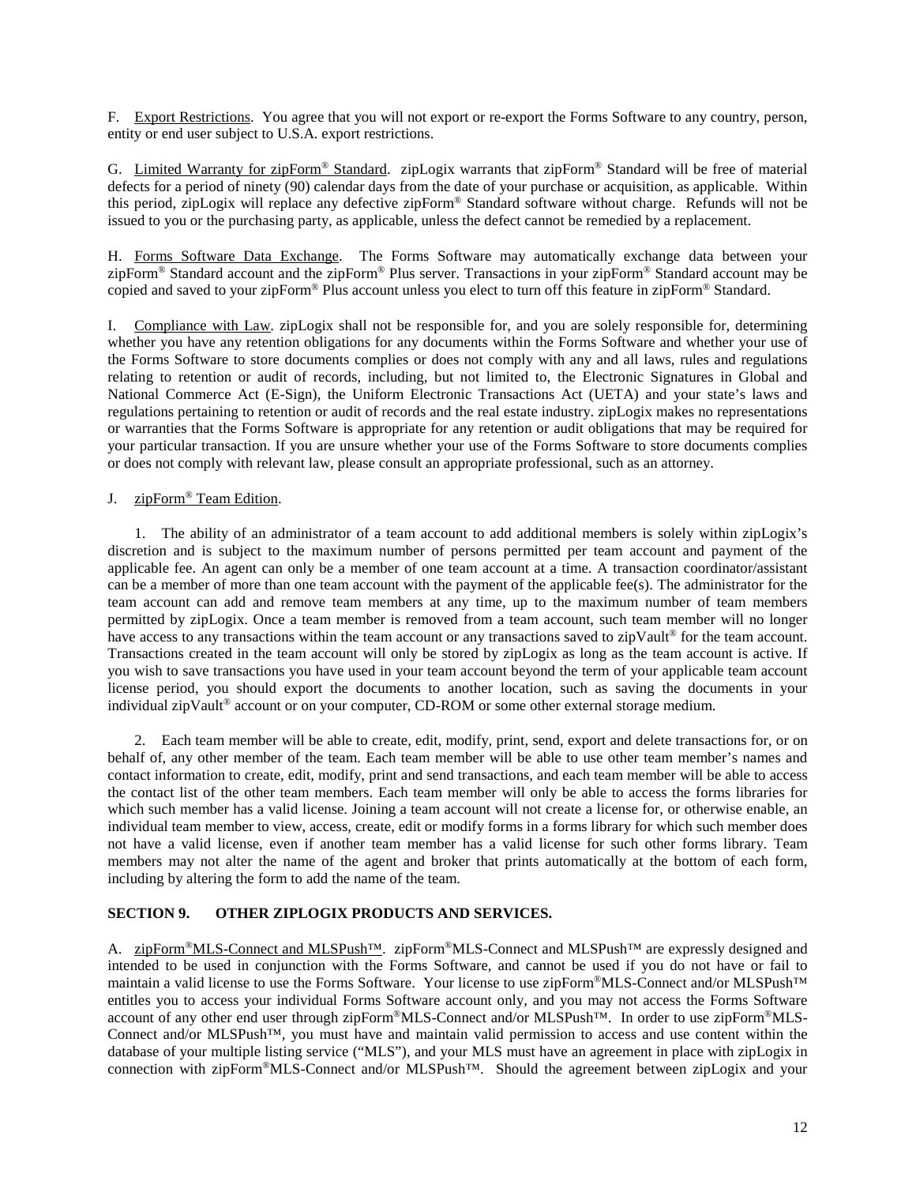F. Export Restrictions. You agree that you will not export or re-export the Forms Software to any country, person, entity or end user subject to U.S.A. export restrictions.

G. Limited Warranty for zipForm® Standard. zipLogix warrants that zipForm® Standard will be free of material defects for a period of ninety (90) calendar days from the date of your purchase or acquisition, as applicable. Within this period, zipLogix will replace any defective zipForm® Standard software without charge. Refunds will not be issued to you or the purchasing party, as applicable, unless the defect cannot be remedied by a replacement.

H. Forms Software Data Exchange. The Forms Software may automatically exchange data between your zipForm® Standard account and the zipForm® Plus server. Transactions in your zipForm® Standard account may be copied and saved to your zipForm® Plus account unless you elect to turn off this feature in zipForm® Standard.

I. Compliance with Law. zipLogix shall not be responsible for, and you are solely responsible for, determining whether you have any retention obligations for any documents within the Forms Software and whether your use of the Forms Software to store documents complies or does not comply with any and all laws, rules and regulations relating to retention or audit of records, including, but not limited to, the Electronic Signatures in Global and National Commerce Act (E-Sign), the Uniform Electronic Transactions Act (UETA) and your state's laws and regulations pertaining to retention or audit of records and the real estate industry. zipLogix makes no representations or warranties that the Forms Software is appropriate for any retention or audit obligations that may be required for your particular transaction. If you are unsure whether your use of the Forms Software to store documents complies or does not comply with relevant law, please consult an appropriate professional, such as an attorney.

J. zipForm® Team Edition.

1. The ability of an administrator of a team account to add additional members is solely within zipLogix's discretion and is subject to the maximum number of persons permitted per team account and payment of the applicable fee. An agent can only be a member of one team account at a time. A transaction coordinator/assistant can be a member of more than one team account with the payment of the applicable fee(s). The administrator for the team account can add and remove team members at any time, up to the maximum number of team members permitted by zipLogix. Once a team member is removed from a team account, such team member will no longer have access to any transactions within the team account or any transactions saved to zipVault® for the team account. Transactions created in the team account will only be stored by zipLogix as long as the team account is active. If you wish to save transactions you have used in your team account beyond the term of your applicable team account license period, you should export the documents to another location, such as saving the documents in your individual zipVault® account or on your computer, CD-ROM or some other external storage medium.

2. Each team member will be able to create, edit, modify, print, send, export and delete transactions for, or on behalf of, any other member of the team. Each team member will be able to use other team member's names and contact information to create, edit, modify, print and send transactions, and each team member will be able to access the contact list of the other team members. Each team member will only be able to access the forms libraries for which such member has a valid license. Joining a team account will not create a license for, or otherwise enable, an individual team member to view, access, create, edit or modify forms in a forms library for which such member does not have a valid license, even if another team member has a valid license for such other forms library. Team members may not alter the name of the agent and broker that prints automatically at the bottom of each form, including by altering the form to add the name of the team.

**SECTION 9. OTHER ZIPLOGIX PRODUCTS AND SERVICES.**

A. zipForm®MLS-Connect and MLSPush™. zipForm®MLS-Connect and MLSPush™ are expressly designed and intended to be used in conjunction with the Forms Software, and cannot be used if you do not have or fail to maintain a valid license to use the Forms Software. Your license to use zipForm®MLS-Connect and/or MLSPush™ entitles you to access your individual Forms Software account only, and you may not access the Forms Software account of any other end user through zipForm®MLS-Connect and/or MLSPush™. In order to use zipForm®MLS-Connect and/or MLSPush™, you must have and maintain valid permission to access and use content within the database of your multiple listing service ("MLS"), and your MLS must have an agreement in place with zipLogix in connection with zipForm®MLS-Connect and/or MLSPush™. Should the agreement between zipLogix and your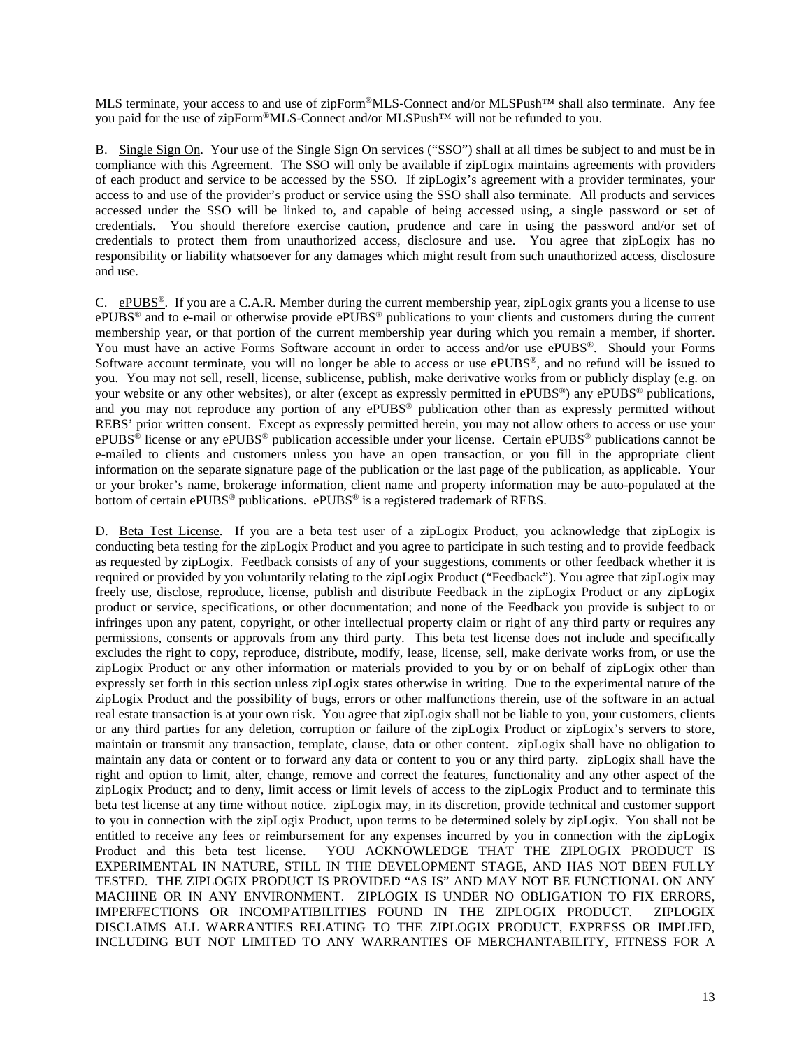MLS terminate, your access to and use of zipForm®MLS-Connect and/or MLSPush™ shall also terminate. Any fee you paid for the use of zipForm®MLS-Connect and/or MLSPush™ will not be refunded to you.

B. Single Sign On. Your use of the Single Sign On services ("SSO") shall at all times be subject to and must be in compliance with this Agreement. The SSO will only be available if zipLogix maintains agreements with providers of each product and service to be accessed by the SSO. If zipLogix's agreement with a provider terminates, your access to and use of the provider's product or service using the SSO shall also terminate. All products and services accessed under the SSO will be linked to, and capable of being accessed using, a single password or set of credentials. You should therefore exercise caution, prudence and care in using the password and/or set of credentials to protect them from unauthorized access, disclosure and use. You agree that zipLogix has no responsibility or liability whatsoever for any damages which might result from such unauthorized access, disclosure and use.

C. ePUBS®. If you are a C.A.R. Member during the current membership year, zipLogix grants you a license to use ePUBS® and to e-mail or otherwise provide ePUBS® publications to your clients and customers during the current membership year, or that portion of the current membership year during which you remain a member, if shorter. You must have an active Forms Software account in order to access and/or use ePUBS®. Should your Forms Software account terminate, you will no longer be able to access or use ePUBS®, and no refund will be issued to you. You may not sell, resell, license, sublicense, publish, make derivative works from or publicly display (e.g. on your website or any other websites), or alter (except as expressly permitted in ePUBS®) any ePUBS® publications, and you may not reproduce any portion of any ePUBS® publication other than as expressly permitted without REBS' prior written consent. Except as expressly permitted herein, you may not allow others to access or use your ePUBS® license or any ePUBS® publication accessible under your license. Certain ePUBS® publications cannot be e-mailed to clients and customers unless you have an open transaction, or you fill in the appropriate client information on the separate signature page of the publication or the last page of the publication, as applicable. Your or your broker's name, brokerage information, client name and property information may be auto-populated at the bottom of certain ePUBS® publications. ePUBS® is a registered trademark of REBS.

D. Beta Test License. If you are a beta test user of a zipLogix Product, you acknowledge that zipLogix is conducting beta testing for the zipLogix Product and you agree to participate in such testing and to provide feedback as requested by zipLogix. Feedback consists of any of your suggestions, comments or other feedback whether it is required or provided by you voluntarily relating to the zipLogix Product ("Feedback"). You agree that zipLogix may freely use, disclose, reproduce, license, publish and distribute Feedback in the zipLogix Product or any zipLogix product or service, specifications, or other documentation; and none of the Feedback you provide is subject to or infringes upon any patent, copyright, or other intellectual property claim or right of any third party or requires any permissions, consents or approvals from any third party. This beta test license does not include and specifically excludes the right to copy, reproduce, distribute, modify, lease, license, sell, make derivate works from, or use the zipLogix Product or any other information or materials provided to you by or on behalf of zipLogix other than expressly set forth in this section unless zipLogix states otherwise in writing. Due to the experimental nature of the zipLogix Product and the possibility of bugs, errors or other malfunctions therein, use of the software in an actual real estate transaction is at your own risk. You agree that zipLogix shall not be liable to you, your customers, clients or any third parties for any deletion, corruption or failure of the zipLogix Product or zipLogix's servers to store, maintain or transmit any transaction, template, clause, data or other content. zipLogix shall have no obligation to maintain any data or content or to forward any data or content to you or any third party. zipLogix shall have the right and option to limit, alter, change, remove and correct the features, functionality and any other aspect of the zipLogix Product; and to deny, limit access or limit levels of access to the zipLogix Product and to terminate this beta test license at any time without notice. zipLogix may, in its discretion, provide technical and customer support to you in connection with the zipLogix Product, upon terms to be determined solely by zipLogix. You shall not be entitled to receive any fees or reimbursement for any expenses incurred by you in connection with the zipLogix Product and this beta test license. YOU ACKNOWLEDGE THAT THE ZIPLOGIX PRODUCT IS EXPERIMENTAL IN NATURE, STILL IN THE DEVELOPMENT STAGE, AND HAS NOT BEEN FULLY TESTED. THE ZIPLOGIX PRODUCT IS PROVIDED "AS IS" AND MAY NOT BE FUNCTIONAL ON ANY MACHINE OR IN ANY ENVIRONMENT. ZIPLOGIX IS UNDER NO OBLIGATION TO FIX ERRORS, IMPERFECTIONS OR INCOMPATIBILITIES FOUND IN THE ZIPLOGIX PRODUCT. ZIPLOGIX DISCLAIMS ALL WARRANTIES RELATING TO THE ZIPLOGIX PRODUCT, EXPRESS OR IMPLIED, INCLUDING BUT NOT LIMITED TO ANY WARRANTIES OF MERCHANTABILITY, FITNESS FOR A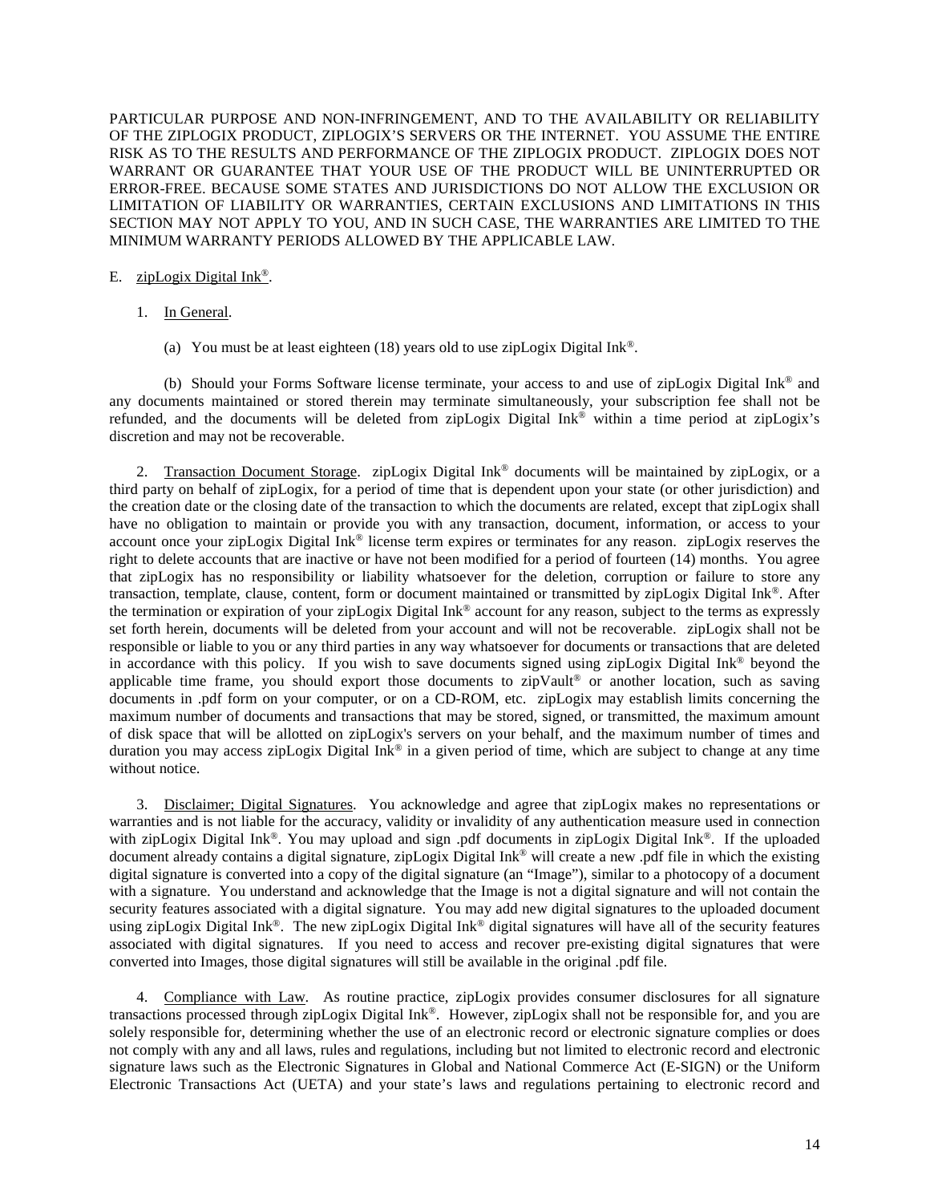PARTICULAR PURPOSE AND NON-INFRINGEMENT, AND TO THE AVAILABILITY OR RELIABILITY OF THE ZIPLOGIX PRODUCT, ZIPLOGIX'S SERVERS OR THE INTERNET. YOU ASSUME THE ENTIRE RISK AS TO THE RESULTS AND PERFORMANCE OF THE ZIPLOGIX PRODUCT. ZIPLOGIX DOES NOT WARRANT OR GUARANTEE THAT YOUR USE OF THE PRODUCT WILL BE UNINTERRUPTED OR ERROR-FREE. BECAUSE SOME STATES AND JURISDICTIONS DO NOT ALLOW THE EXCLUSION OR LIMITATION OF LIABILITY OR WARRANTIES, CERTAIN EXCLUSIONS AND LIMITATIONS IN THIS SECTION MAY NOT APPLY TO YOU, AND IN SUCH CASE, THE WARRANTIES ARE LIMITED TO THE MINIMUM WARRANTY PERIODS ALLOWED BY THE APPLICABLE LAW.

E. zipLogix Digital Ink®.

1. In General.

(a) You must be at least eighteen (18) years old to use zipLogix Digital Ink®.

(b) Should your Forms Software license terminate, your access to and use of zipLogix Digital Ink® and any documents maintained or stored therein may terminate simultaneously, your subscription fee shall not be refunded, and the documents will be deleted from zipLogix Digital Ink® within a time period at zipLogix's discretion and may not be recoverable.

2. Transaction Document Storage. zipLogix Digital Ink® documents will be maintained by zipLogix, or a third party on behalf of zipLogix, for a period of time that is dependent upon your state (or other jurisdiction) and the creation date or the closing date of the transaction to which the documents are related, except that zipLogix shall have no obligation to maintain or provide you with any transaction, document, information, or access to your account once your zipLogix Digital Ink® license term expires or terminates for any reason. zipLogix reserves the right to delete accounts that are inactive or have not been modified for a period of fourteen (14) months. You agree that zipLogix has no responsibility or liability whatsoever for the deletion, corruption or failure to store any transaction, template, clause, content, form or document maintained or transmitted by zipLogix Digital Ink®. After the termination or expiration of your zipLogix Digital Ink® account for any reason, subject to the terms as expressly set forth herein, documents will be deleted from your account and will not be recoverable. zipLogix shall not be responsible or liable to you or any third parties in any way whatsoever for documents or transactions that are deleted in accordance with this policy. If you wish to save documents signed using zipLogix Digital Ink® beyond the applicable time frame, you should export those documents to zipVault® or another location, such as saving documents in .pdf form on your computer, or on a CD-ROM, etc. zipLogix may establish limits concerning the maximum number of documents and transactions that may be stored, signed, or transmitted, the maximum amount of disk space that will be allotted on zipLogix's servers on your behalf, and the maximum number of times and duration you may access zipLogix Digital Ink® in a given period of time, which are subject to change at any time without notice.

3. Disclaimer; Digital Signatures. You acknowledge and agree that zipLogix makes no representations or warranties and is not liable for the accuracy, validity or invalidity of any authentication measure used in connection with zipLogix Digital Ink®. You may upload and sign .pdf documents in zipLogix Digital Ink®. If the uploaded document already contains a digital signature, zipLogix Digital Ink® will create a new .pdf file in which the existing digital signature is converted into a copy of the digital signature (an "Image"), similar to a photocopy of a document with a signature. You understand and acknowledge that the Image is not a digital signature and will not contain the security features associated with a digital signature. You may add new digital signatures to the uploaded document using zipLogix Digital Ink®. The new zipLogix Digital Ink® digital signatures will have all of the security features associated with digital signatures. If you need to access and recover pre-existing digital signatures that were converted into Images, those digital signatures will still be available in the original .pdf file.

4. Compliance with Law. As routine practice, zipLogix provides consumer disclosures for all signature transactions processed through zipLogix Digital Ink®. However, zipLogix shall not be responsible for, and you are solely responsible for, determining whether the use of an electronic record or electronic signature complies or does not comply with any and all laws, rules and regulations, including but not limited to electronic record and electronic signature laws such as the Electronic Signatures in Global and National Commerce Act (E-SIGN) or the Uniform Electronic Transactions Act (UETA) and your state's laws and regulations pertaining to electronic record and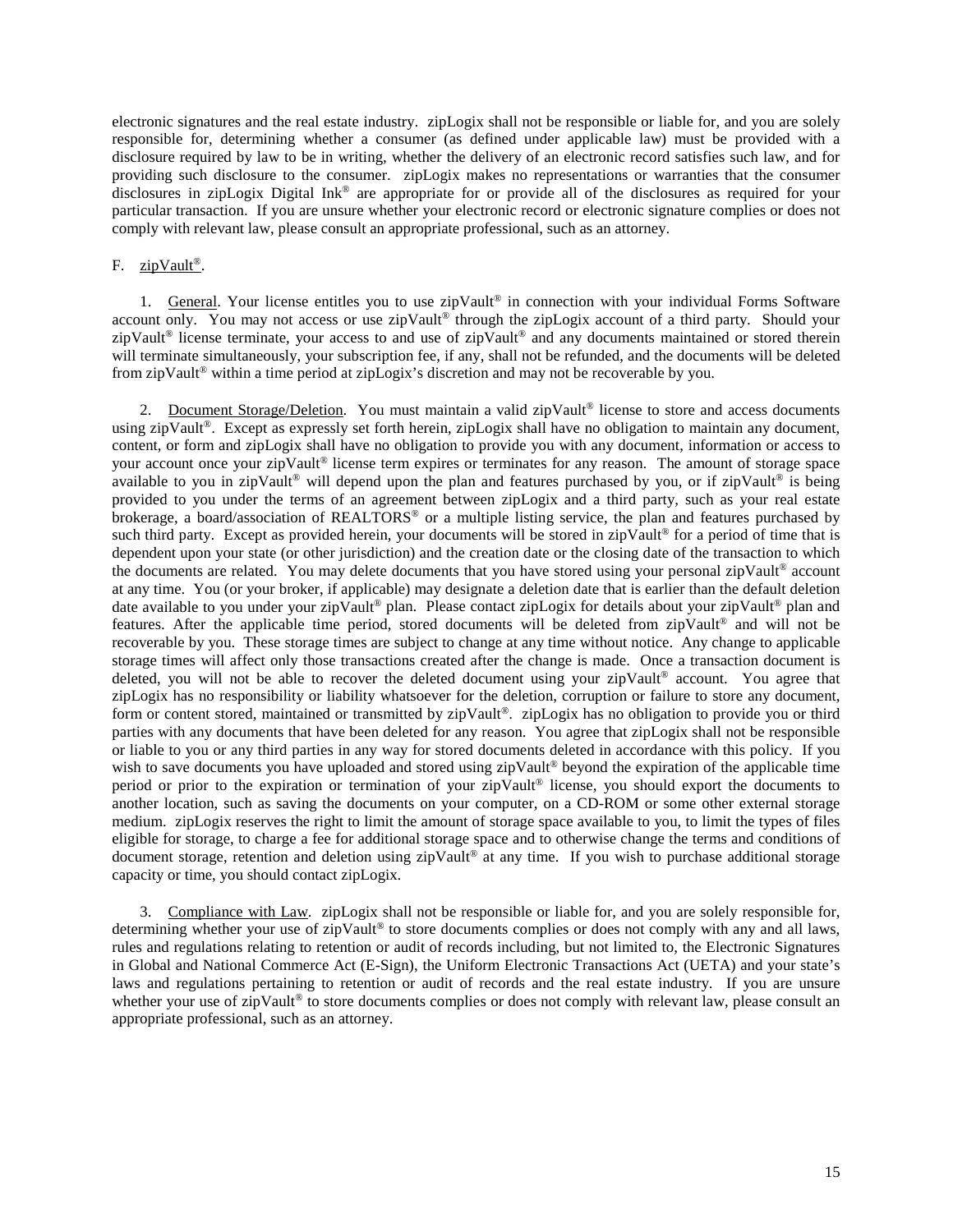electronic signatures and the real estate industry. zipLogix shall not be responsible or liable for, and you are solely responsible for, determining whether a consumer (as defined under applicable law) must be provided with a disclosure required by law to be in writing, whether the delivery of an electronic record satisfies such law, and for providing such disclosure to the consumer. zipLogix makes no representations or warranties that the consumer disclosures in zipLogix Digital Ink® are appropriate for or provide all of the disclosures as required for your particular transaction. If you are unsure whether your electronic record or electronic signature complies or does not comply with relevant law, please consult an appropriate professional, such as an attorney.

F. <u>zipVault®</u>.

1. <u>General</u>. Your license entitles you to use zipVault® in connection with your individual Forms Software account only. You may not access or use zipVault® through the zipLogix account of a third party. Should your zipVault® license terminate, your access to and use of zipVault® and any documents maintained or stored therein will terminate simultaneously, your subscription fee, if any, shall not be refunded, and the documents will be deleted from zipVault® within a time period at zipLogix's discretion and may not be recoverable by you.

2. <u>Document Storage/Deletion</u>. You must maintain a valid zipVault® license to store and access documents using zipVault®. Except as expressly set forth herein, zipLogix shall have no obligation to maintain any document, content, or form and zipLogix shall have no obligation to provide you with any document, information or access to your account once your zipVault® license term expires or terminates for any reason. The amount of storage space available to you in zipVault® will depend upon the plan and features purchased by you, or if zipVault® is being provided to you under the terms of an agreement between zipLogix and a third party, such as your real estate brokerage, a board/association of REALTORS® or a multiple listing service, the plan and features purchased by such third party. Except as provided herein, your documents will be stored in zipVault® for a period of time that is dependent upon your state (or other jurisdiction) and the creation date or the closing date of the transaction to which the documents are related. You may delete documents that you have stored using your personal zipVault® account at any time. You (or your broker, if applicable) may designate a deletion date that is earlier than the default deletion date available to you under your zipVault® plan. Please contact zipLogix for details about your zipVault® plan and features. After the applicable time period, stored documents will be deleted from zipVault® and will not be recoverable by you. These storage times are subject to change at any time without notice. Any change to applicable storage times will affect only those transactions created after the change is made. Once a transaction document is deleted, you will not be able to recover the deleted document using your zipVault® account. You agree that zipLogix has no responsibility or liability whatsoever for the deletion, corruption or failure to store any document, form or content stored, maintained or transmitted by zipVault®. zipLogix has no obligation to provide you or third parties with any documents that have been deleted for any reason. You agree that zipLogix shall not be responsible or liable to you or any third parties in any way for stored documents deleted in accordance with this policy. If you wish to save documents you have uploaded and stored using zipVault® beyond the expiration of the applicable time period or prior to the expiration or termination of your zipVault® license, you should export the documents to another location, such as saving the documents on your computer, on a CD-ROM or some other external storage medium. zipLogix reserves the right to limit the amount of storage space available to you, to limit the types of files eligible for storage, to charge a fee for additional storage space and to otherwise change the terms and conditions of document storage, retention and deletion using zipVault® at any time. If you wish to purchase additional storage capacity or time, you should contact zipLogix.

3. <u>Compliance with Law</u>. zipLogix shall not be responsible or liable for, and you are solely responsible for, determining whether your use of zipVault® to store documents complies or does not comply with any and all laws, rules and regulations relating to retention or audit of records including, but not limited to, the Electronic Signatures in Global and National Commerce Act (E-Sign), the Uniform Electronic Transactions Act (UETA) and your state's laws and regulations pertaining to retention or audit of records and the real estate industry. If you are unsure whether your use of zipVault® to store documents complies or does not comply with relevant law, please consult an appropriate professional, such as an attorney.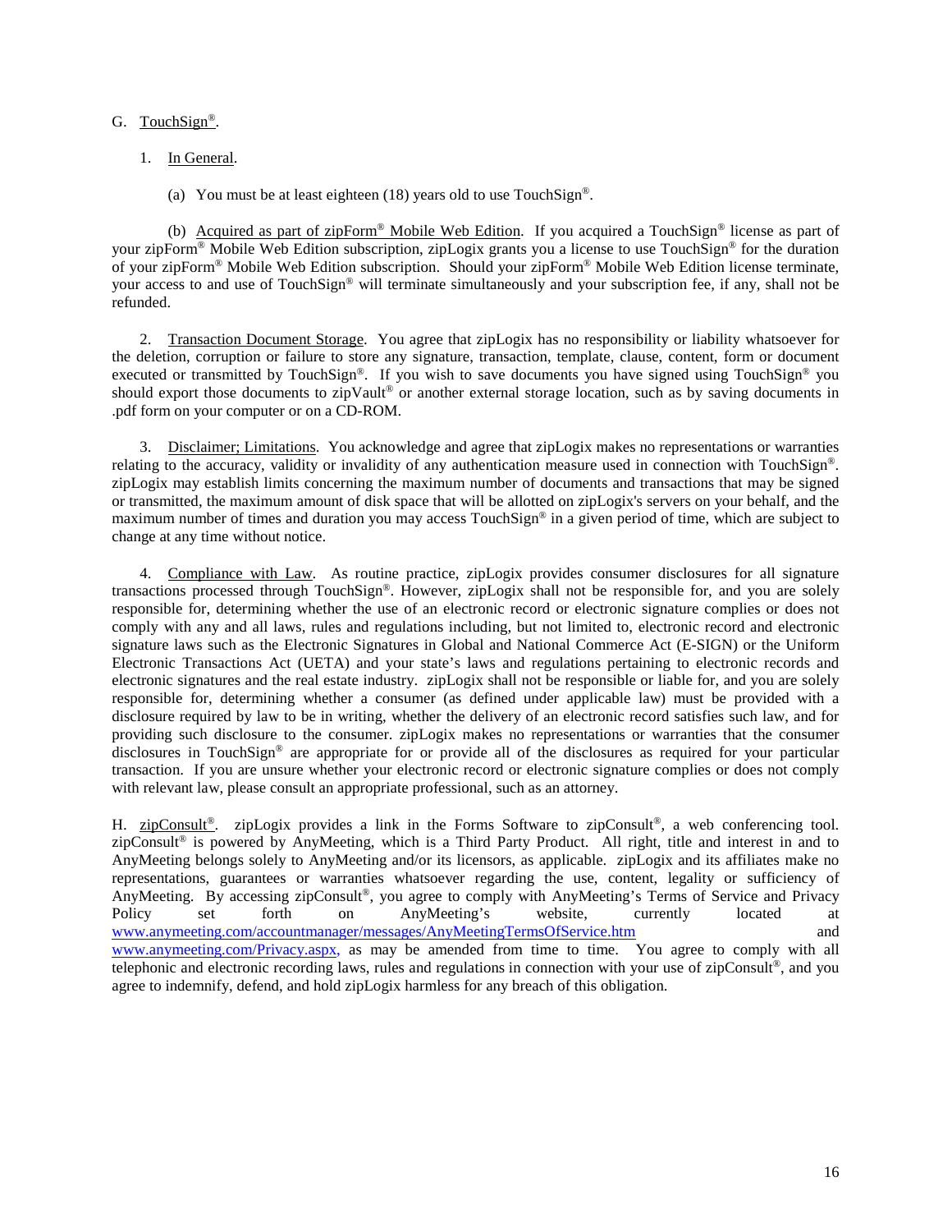G. TouchSign®.

1. In General.

(a) You must be at least eighteen (18) years old to use TouchSign®.

(b) Acquired as part of zipForm® Mobile Web Edition. If you acquired a TouchSign® license as part of your zipForm® Mobile Web Edition subscription, zipLogix grants you a license to use TouchSign® for the duration of your zipForm® Mobile Web Edition subscription. Should your zipForm® Mobile Web Edition license terminate, your access to and use of TouchSign® will terminate simultaneously and your subscription fee, if any, shall not be refunded.

2. Transaction Document Storage. You agree that zipLogix has no responsibility or liability whatsoever for the deletion, corruption or failure to store any signature, transaction, template, clause, content, form or document executed or transmitted by TouchSign®. If you wish to save documents you have signed using TouchSign® you should export those documents to zipVault® or another external storage location, such as by saving documents in .pdf form on your computer or on a CD-ROM.

3. Disclaimer; Limitations. You acknowledge and agree that zipLogix makes no representations or warranties relating to the accuracy, validity or invalidity of any authentication measure used in connection with TouchSign®. zipLogix may establish limits concerning the maximum number of documents and transactions that may be signed or transmitted, the maximum amount of disk space that will be allotted on zipLogix's servers on your behalf, and the maximum number of times and duration you may access TouchSign® in a given period of time, which are subject to change at any time without notice.

4. Compliance with Law. As routine practice, zipLogix provides consumer disclosures for all signature transactions processed through TouchSign®. However, zipLogix shall not be responsible for, and you are solely responsible for, determining whether the use of an electronic record or electronic signature complies or does not comply with any and all laws, rules and regulations including, but not limited to, electronic record and electronic signature laws such as the Electronic Signatures in Global and National Commerce Act (E-SIGN) or the Uniform Electronic Transactions Act (UETA) and your state's laws and regulations pertaining to electronic records and electronic signatures and the real estate industry. zipLogix shall not be responsible or liable for, and you are solely responsible for, determining whether a consumer (as defined under applicable law) must be provided with a disclosure required by law to be in writing, whether the delivery of an electronic record satisfies such law, and for providing such disclosure to the consumer. zipLogix makes no representations or warranties that the consumer disclosures in TouchSign® are appropriate for or provide all of the disclosures as required for your particular transaction. If you are unsure whether your electronic record or electronic signature complies or does not comply with relevant law, please consult an appropriate professional, such as an attorney.

H. zipConsult®. zipLogix provides a link in the Forms Software to zipConsult®, a web conferencing tool. zipConsult® is powered by AnyMeeting, which is a Third Party Product. All right, title and interest in and to AnyMeeting belongs solely to AnyMeeting and/or its licensors, as applicable. zipLogix and its affiliates make no representations, guarantees or warranties whatsoever regarding the use, content, legality or sufficiency of AnyMeeting. By accessing zipConsult®, you agree to comply with AnyMeeting's Terms of Service and Privacy Policy set forth on AnyMeeting's website, currently located at www.anymeeting.com/accountmanager/messages/AnyMeetingTermsOfService.htm and www.anymeeting.com/Privacy.aspx, as may be amended from time to time. You agree to comply with all telephonic and electronic recording laws, rules and regulations in connection with your use of zipConsult®, and you agree to indemnify, defend, and hold zipLogix harmless for any breach of this obligation.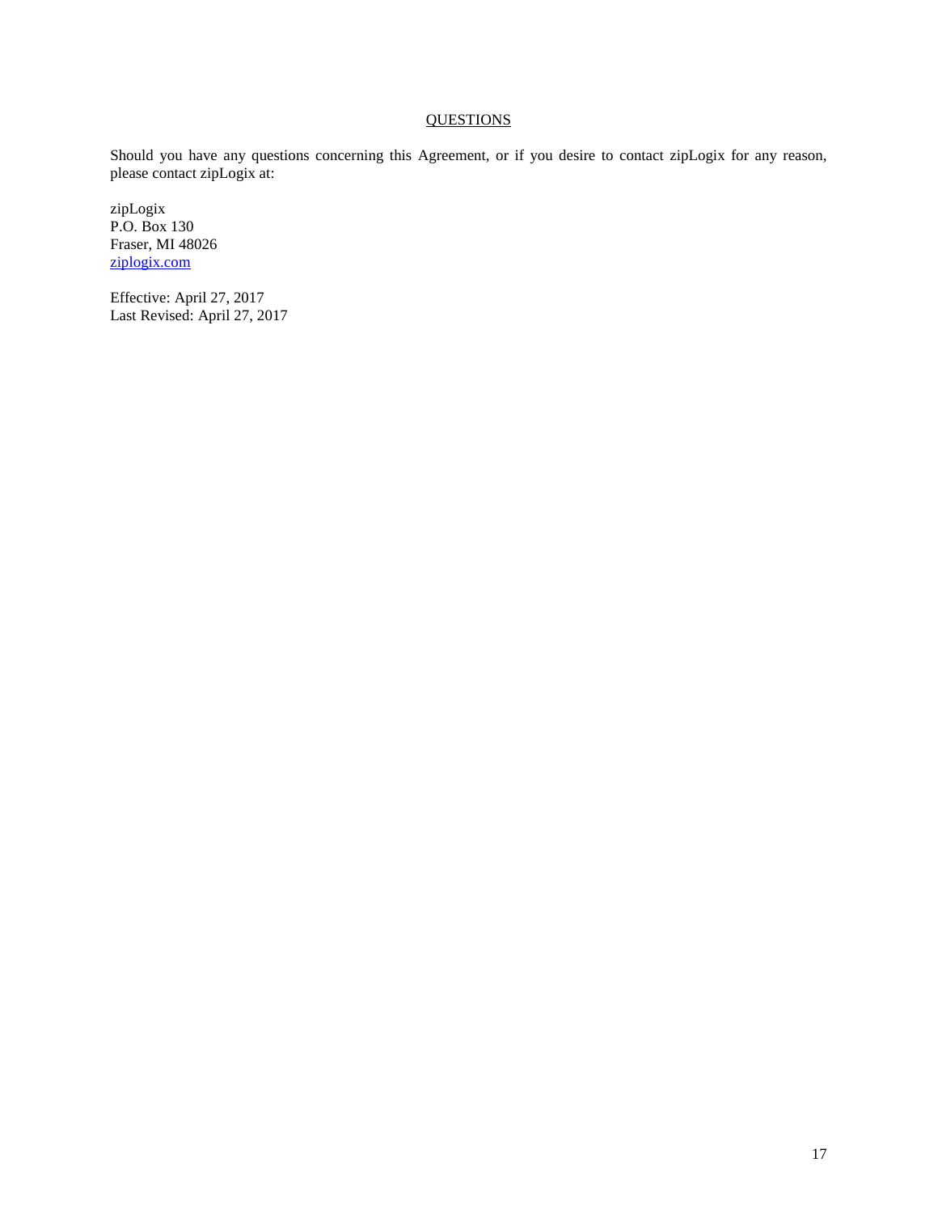## QUESTIONS

Should you have any questions concerning this Agreement, or if you desire to contact zipLogix for any reason, please contact zipLogix at:

zipLogix
P.O. Box 130
Fraser, MI 48026
ziplogix.com

Effective: April 27, 2017
Last Revised: April 27, 2017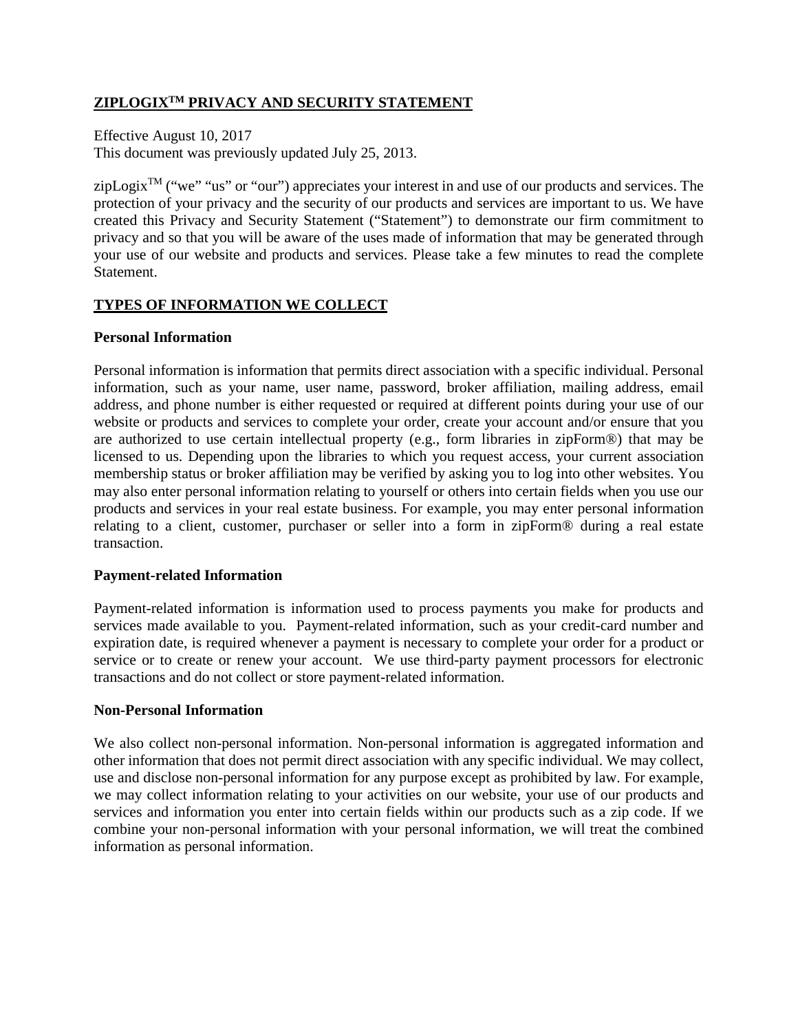## ZIPLOGIX™ PRIVACY AND SECURITY STATEMENT

Effective August 10, 2017
This document was previously updated July 25, 2013.

zipLogix™ ("we" "us" or "our") appreciates your interest in and use of our products and services. The protection of your privacy and the security of our products and services are important to us. We have created this Privacy and Security Statement ("Statement") to demonstrate our firm commitment to privacy and so that you will be aware of the uses made of information that may be generated through your use of our website and products and services. Please take a few minutes to read the complete Statement.

## TYPES OF INFORMATION WE COLLECT

### Personal Information

Personal information is information that permits direct association with a specific individual. Personal information, such as your name, user name, password, broker affiliation, mailing address, email address, and phone number is either requested or required at different points during your use of our website or products and services to complete your order, create your account and/or ensure that you are authorized to use certain intellectual property (e.g., form libraries in zipForm®) that may be licensed to us. Depending upon the libraries to which you request access, your current association membership status or broker affiliation may be verified by asking you to log into other websites. You may also enter personal information relating to yourself or others into certain fields when you use our products and services in your real estate business. For example, you may enter personal information relating to a client, customer, purchaser or seller into a form in zipForm® during a real estate transaction.

### Payment-related Information

Payment-related information is information used to process payments you make for products and services made available to you. Payment-related information, such as your credit-card number and expiration date, is required whenever a payment is necessary to complete your order for a product or service or to create or renew your account. We use third-party payment processors for electronic transactions and do not collect or store payment-related information.

### Non-Personal Information

We also collect non-personal information. Non-personal information is aggregated information and other information that does not permit direct association with any specific individual. We may collect, use and disclose non-personal information for any purpose except as prohibited by law. For example, we may collect information relating to your activities on our website, your use of our products and services and information you enter into certain fields within our products such as a zip code. If we combine your non-personal information with your personal information, we will treat the combined information as personal information.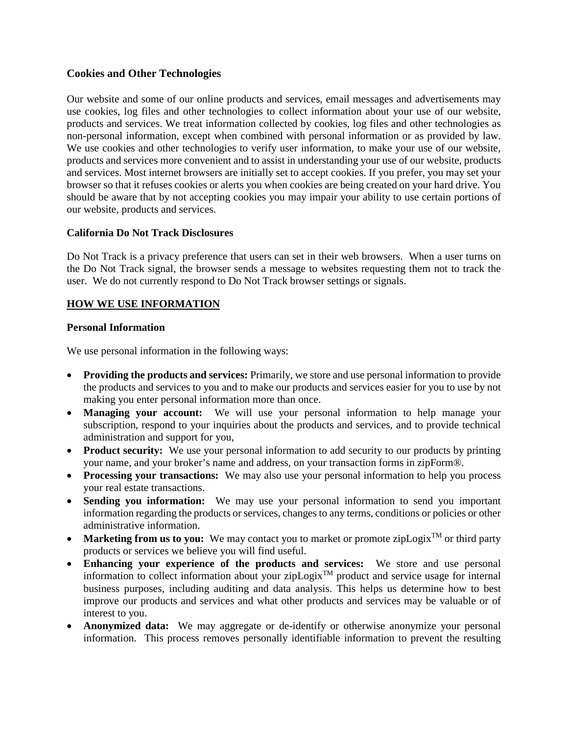**Cookies and Other Technologies**

Our website and some of our online products and services, email messages and advertisements may use cookies, log files and other technologies to collect information about your use of our website, products and services. We treat information collected by cookies, log files and other technologies as non-personal information, except when combined with personal information or as provided by law. We use cookies and other technologies to verify user information, to make your use of our website, products and services more convenient and to assist in understanding your use of our website, products and services. Most internet browsers are initially set to accept cookies. If you prefer, you may set your browser so that it refuses cookies or alerts you when cookies are being created on your hard drive. You should be aware that by not accepting cookies you may impair your ability to use certain portions of our website, products and services.

**California Do Not Track Disclosures**

Do Not Track is a privacy preference that users can set in their web browsers. When a user turns on the Do Not Track signal, the browser sends a message to websites requesting them not to track the user. We do not currently respond to Do Not Track browser settings or signals.

## HOW WE USE INFORMATION

**Personal Information**

We use personal information in the following ways:

- **Providing the products and services:** Primarily, we store and use personal information to provide the products and services to you and to make our products and services easier for you to use by not making you enter personal information more than once.
- **Managing your account:** We will use your personal information to help manage your subscription, respond to your inquiries about the products and services, and to provide technical administration and support for you,
- **Product security:** We use your personal information to add security to our products by printing your name, and your broker's name and address, on your transaction forms in zipForm®.
- **Processing your transactions:** We may also use your personal information to help you process your real estate transactions.
- **Sending you information:** We may use your personal information to send you important information regarding the products or services, changes to any terms, conditions or policies or other administrative information.
- **Marketing from us to you:** We may contact you to market or promote zipLogix™ or third party products or services we believe you will find useful.
- **Enhancing your experience of the products and services:** We store and use personal information to collect information about your zipLogix™ product and service usage for internal business purposes, including auditing and data analysis. This helps us determine how to best improve our products and services and what other products and services may be valuable or of interest to you.
- **Anonymized data:** We may aggregate or de-identify or otherwise anonymize your personal information. This process removes personally identifiable information to prevent the resulting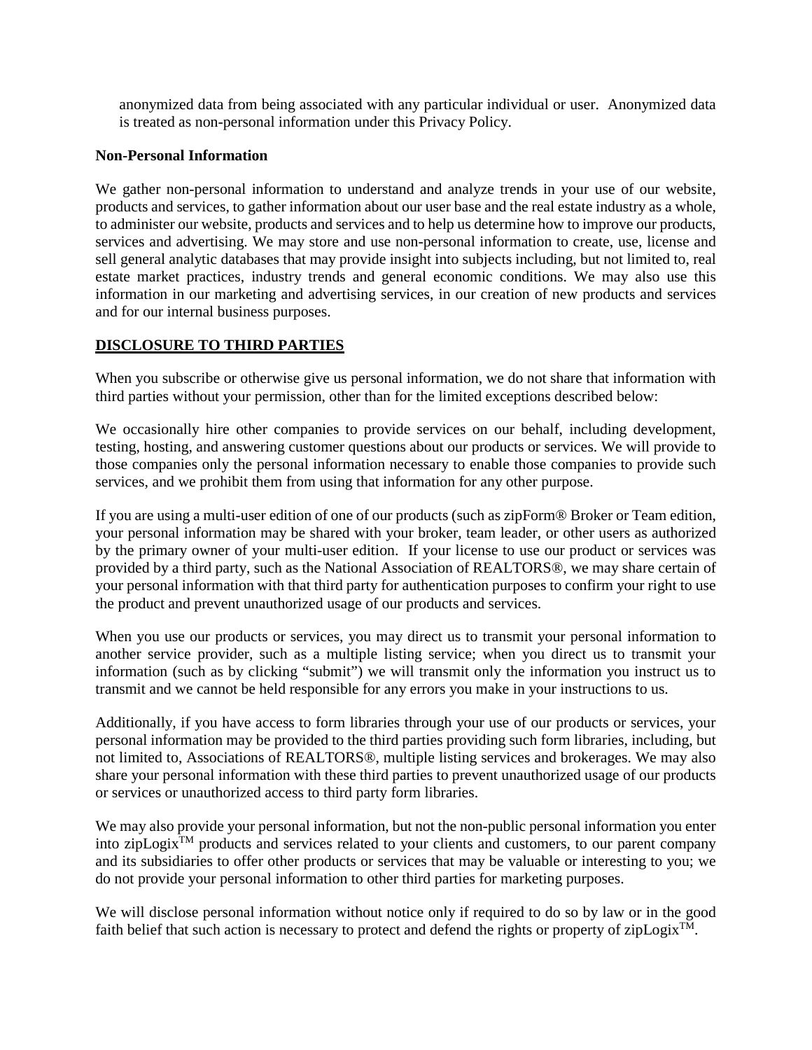anonymized data from being associated with any particular individual or user. Anonymized data is treated as non-personal information under this Privacy Policy.

**Non-Personal Information**

We gather non-personal information to understand and analyze trends in your use of our website, products and services, to gather information about our user base and the real estate industry as a whole, to administer our website, products and services and to help us determine how to improve our products, services and advertising. We may store and use non-personal information to create, use, license and sell general analytic databases that may provide insight into subjects including, but not limited to, real estate market practices, industry trends and general economic conditions. We may also use this information in our marketing and advertising services, in our creation of new products and services and for our internal business purposes.

## DISCLOSURE TO THIRD PARTIES

When you subscribe or otherwise give us personal information, we do not share that information with third parties without your permission, other than for the limited exceptions described below:

We occasionally hire other companies to provide services on our behalf, including development, testing, hosting, and answering customer questions about our products or services. We will provide to those companies only the personal information necessary to enable those companies to provide such services, and we prohibit them from using that information for any other purpose.

If you are using a multi-user edition of one of our products (such as zipForm® Broker or Team edition, your personal information may be shared with your broker, team leader, or other users as authorized by the primary owner of your multi-user edition. If your license to use our product or services was provided by a third party, such as the National Association of REALTORS®, we may share certain of your personal information with that third party for authentication purposes to confirm your right to use the product and prevent unauthorized usage of our products and services.

When you use our products or services, you may direct us to transmit your personal information to another service provider, such as a multiple listing service; when you direct us to transmit your information (such as by clicking "submit") we will transmit only the information you instruct us to transmit and we cannot be held responsible for any errors you make in your instructions to us.

Additionally, if you have access to form libraries through your use of our products or services, your personal information may be provided to the third parties providing such form libraries, including, but not limited to, Associations of REALTORS®, multiple listing services and brokerages. We may also share your personal information with these third parties to prevent unauthorized usage of our products or services or unauthorized access to third party form libraries.

We may also provide your personal information, but not the non-public personal information you enter into zipLogix™ products and services related to your clients and customers, to our parent company and its subsidiaries to offer other products or services that may be valuable or interesting to you; we do not provide your personal information to other third parties for marketing purposes.

We will disclose personal information without notice only if required to do so by law or in the good faith belief that such action is necessary to protect and defend the rights or property of zipLogix™.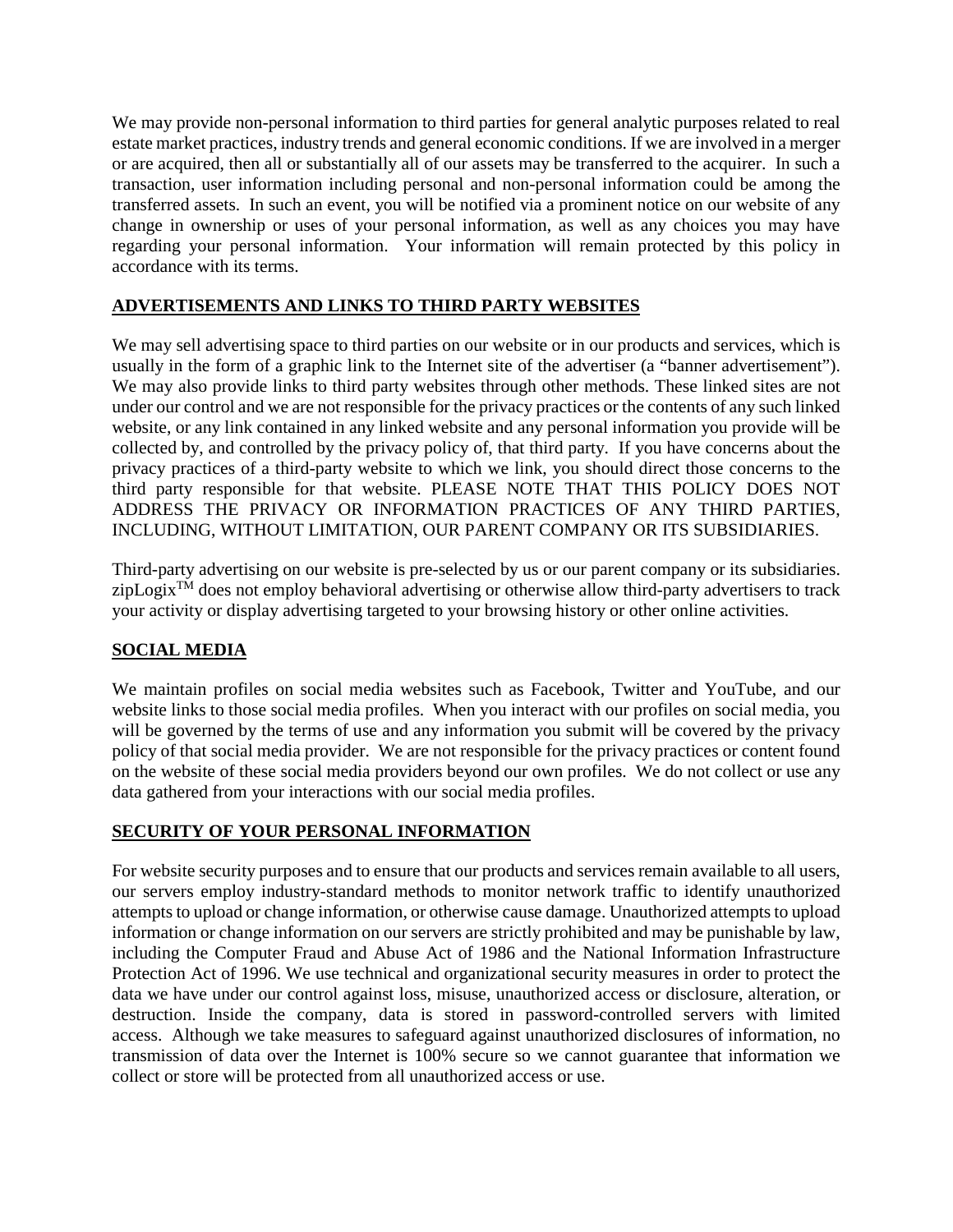We may provide non-personal information to third parties for general analytic purposes related to real estate market practices, industry trends and general economic conditions. If we are involved in a merger or are acquired, then all or substantially all of our assets may be transferred to the acquirer. In such a transaction, user information including personal and non-personal information could be among the transferred assets. In such an event, you will be notified via a prominent notice on our website of any change in ownership or uses of your personal information, as well as any choices you may have regarding your personal information. Your information will remain protected by this policy in accordance with its terms.

## ADVERTISEMENTS AND LINKS TO THIRD PARTY WEBSITES

We may sell advertising space to third parties on our website or in our products and services, which is usually in the form of a graphic link to the Internet site of the advertiser (a "banner advertisement"). We may also provide links to third party websites through other methods. These linked sites are not under our control and we are not responsible for the privacy practices or the contents of any such linked website, or any link contained in any linked website and any personal information you provide will be collected by, and controlled by the privacy policy of, that third party. If you have concerns about the privacy practices of a third-party website to which we link, you should direct those concerns to the third party responsible for that website. PLEASE NOTE THAT THIS POLICY DOES NOT ADDRESS THE PRIVACY OR INFORMATION PRACTICES OF ANY THIRD PARTIES, INCLUDING, WITHOUT LIMITATION, OUR PARENT COMPANY OR ITS SUBSIDIARIES.

Third-party advertising on our website is pre-selected by us or our parent company or its subsidiaries. zipLogix™ does not employ behavioral advertising or otherwise allow third-party advertisers to track your activity or display advertising targeted to your browsing history or other online activities.

## SOCIAL MEDIA

We maintain profiles on social media websites such as Facebook, Twitter and YouTube, and our website links to those social media profiles. When you interact with our profiles on social media, you will be governed by the terms of use and any information you submit will be covered by the privacy policy of that social media provider. We are not responsible for the privacy practices or content found on the website of these social media providers beyond our own profiles. We do not collect or use any data gathered from your interactions with our social media profiles.

## SECURITY OF YOUR PERSONAL INFORMATION

For website security purposes and to ensure that our products and services remain available to all users, our servers employ industry-standard methods to monitor network traffic to identify unauthorized attempts to upload or change information, or otherwise cause damage. Unauthorized attempts to upload information or change information on our servers are strictly prohibited and may be punishable by law, including the Computer Fraud and Abuse Act of 1986 and the National Information Infrastructure Protection Act of 1996. We use technical and organizational security measures in order to protect the data we have under our control against loss, misuse, unauthorized access or disclosure, alteration, or destruction. Inside the company, data is stored in password-controlled servers with limited access. Although we take measures to safeguard against unauthorized disclosures of information, no transmission of data over the Internet is 100% secure so we cannot guarantee that information we collect or store will be protected from all unauthorized access or use.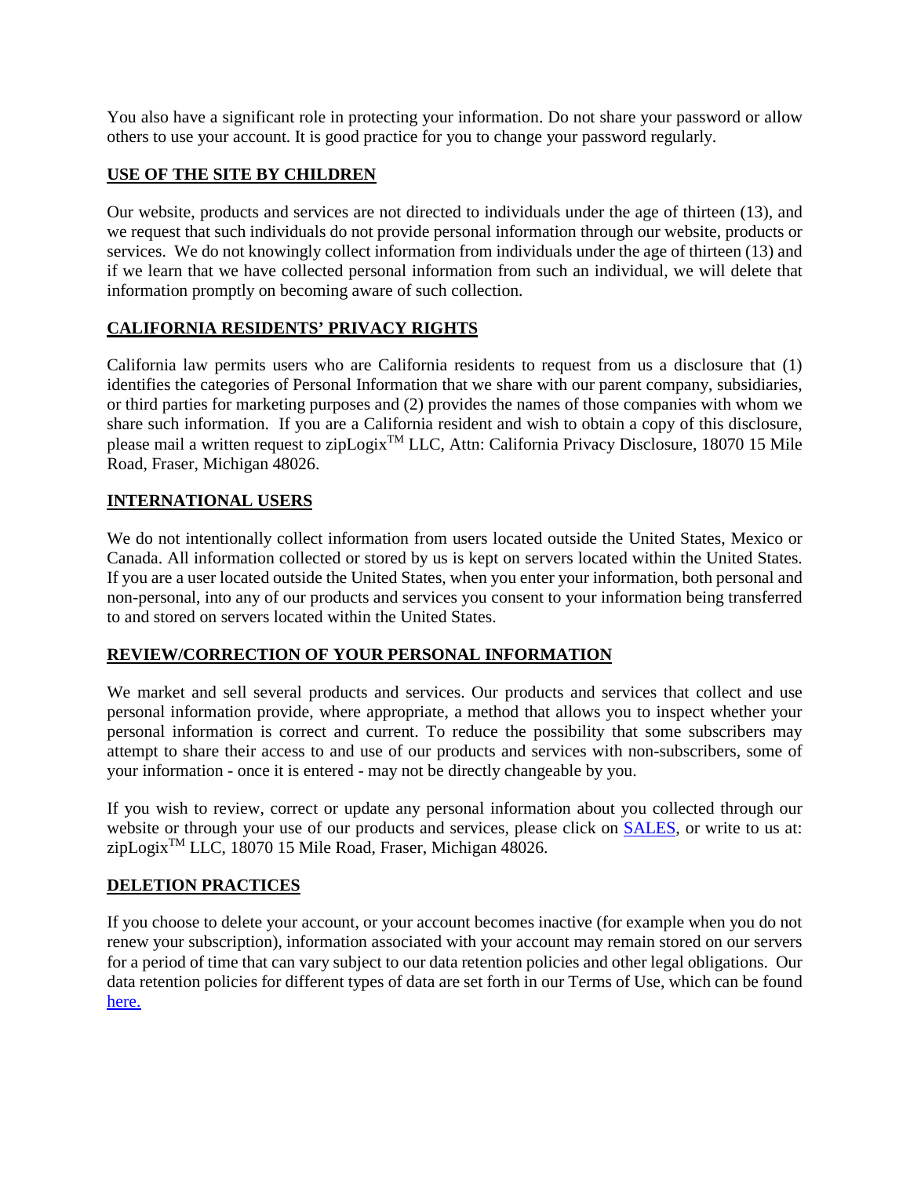You also have a significant role in protecting your information. Do not share your password or allow others to use your account. It is good practice for you to change your password regularly.

## USE OF THE SITE BY CHILDREN

Our website, products and services are not directed to individuals under the age of thirteen (13), and we request that such individuals do not provide personal information through our website, products or services. We do not knowingly collect information from individuals under the age of thirteen (13) and if we learn that we have collected personal information from such an individual, we will delete that information promptly on becoming aware of such collection.

## CALIFORNIA RESIDENTS' PRIVACY RIGHTS

California law permits users who are California residents to request from us a disclosure that (1) identifies the categories of Personal Information that we share with our parent company, subsidiaries, or third parties for marketing purposes and (2) provides the names of those companies with whom we share such information. If you are a California resident and wish to obtain a copy of this disclosure, please mail a written request to zipLogix™ LLC, Attn: California Privacy Disclosure, 18070 15 Mile Road, Fraser, Michigan 48026.

## INTERNATIONAL USERS

We do not intentionally collect information from users located outside the United States, Mexico or Canada. All information collected or stored by us is kept on servers located within the United States. If you are a user located outside the United States, when you enter your information, both personal and non-personal, into any of our products and services you consent to your information being transferred to and stored on servers located within the United States.

## REVIEW/CORRECTION OF YOUR PERSONAL INFORMATION

We market and sell several products and services. Our products and services that collect and use personal information provide, where appropriate, a method that allows you to inspect whether your personal information is correct and current. To reduce the possibility that some subscribers may attempt to share their access to and use of our products and services with non-subscribers, some of your information - once it is entered - may not be directly changeable by you.

If you wish to review, correct or update any personal information about you collected through our website or through your use of our products and services, please click on SALES, or write to us at: zipLogix™ LLC, 18070 15 Mile Road, Fraser, Michigan 48026.

## DELETION PRACTICES

If you choose to delete your account, or your account becomes inactive (for example when you do not renew your subscription), information associated with your account may remain stored on our servers for a period of time that can vary subject to our data retention policies and other legal obligations. Our data retention policies for different types of data are set forth in our Terms of Use, which can be found here.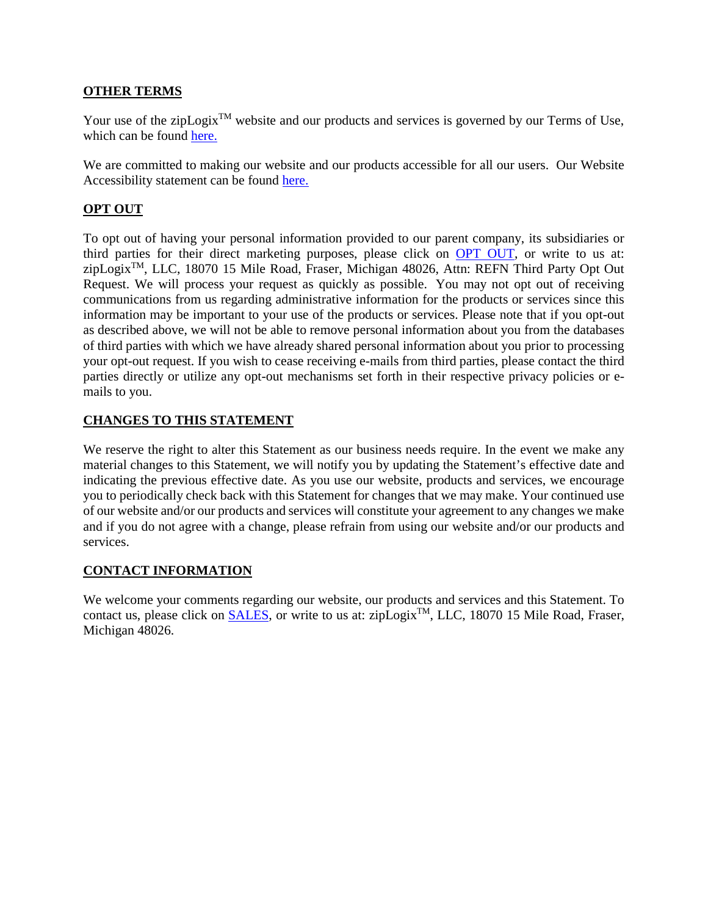## OTHER TERMS

Your use of the zipLogix™ website and our products and services is governed by our Terms of Use, which can be found here.

We are committed to making our website and our products accessible for all our users. Our Website Accessibility statement can be found here.

## OPT OUT

To opt out of having your personal information provided to our parent company, its subsidiaries or third parties for their direct marketing purposes, please click on OPT OUT, or write to us at: zipLogix™, LLC, 18070 15 Mile Road, Fraser, Michigan 48026, Attn: REFN Third Party Opt Out Request. We will process your request as quickly as possible. You may not opt out of receiving communications from us regarding administrative information for the products or services since this information may be important to your use of the products or services. Please note that if you opt-out as described above, we will not be able to remove personal information about you from the databases of third parties with which we have already shared personal information about you prior to processing your opt-out request. If you wish to cease receiving e-mails from third parties, please contact the third parties directly or utilize any opt-out mechanisms set forth in their respective privacy policies or e-mails to you.

## CHANGES TO THIS STATEMENT

We reserve the right to alter this Statement as our business needs require. In the event we make any material changes to this Statement, we will notify you by updating the Statement's effective date and indicating the previous effective date. As you use our website, products and services, we encourage you to periodically check back with this Statement for changes that we may make. Your continued use of our website and/or our products and services will constitute your agreement to any changes we make and if you do not agree with a change, please refrain from using our website and/or our products and services.

## CONTACT INFORMATION

We welcome your comments regarding our website, our products and services and this Statement. To contact us, please click on SALES, or write to us at: zipLogix™, LLC, 18070 15 Mile Road, Fraser, Michigan 48026.